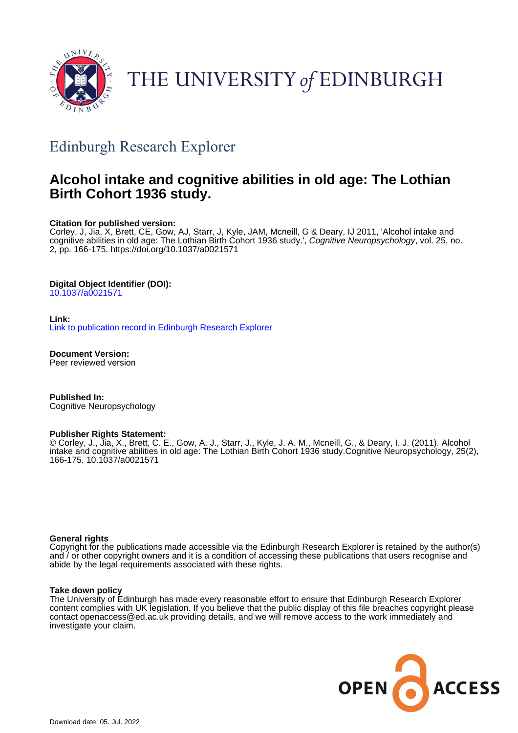THE UNIVERSITY of EDINBURGH

## Edinburgh Research Explorer

# Alcohol intake and cognitive abilities in old age: The Lothian Birth Cohort 1936 study.

**Citation for published version:**
Corley, J, Jia, X, Brett, CE, Gow, AJ, Starr, J, Kyle, JAM, Mcneill, G & Deary, IJ 2011, 'Alcohol intake and cognitive abilities in old age: The Lothian Birth Cohort 1936 study.', *Cognitive Neuropsychology*, vol. 25, no. 2, pp. 166-175. https://doi.org/10.1037/a0021571

**Digital Object Identifier (DOI):**
10.1037/a0021571

**Link:**
Link to publication record in Edinburgh Research Explorer

**Document Version:**
Peer reviewed version

**Published In:**
Cognitive Neuropsychology

**Publisher Rights Statement:**
© Corley, J., Jia, X., Brett, C. E., Gow, A. J., Starr, J., Kyle, J. A. M., Mcneill, G., & Deary, I. J. (2011). Alcohol intake and cognitive abilities in old age: The Lothian Birth Cohort 1936 study.Cognitive Neuropsychology, 25(2), 166-175. 10.1037/a0021571

**General rights**
Copyright for the publications made accessible via the Edinburgh Research Explorer is retained by the author(s) and / or other copyright owners and it is a condition of accessing these publications that users recognise and abide by the legal requirements associated with these rights.

**Take down policy**
The University of Edinburgh has made every reasonable effort to ensure that Edinburgh Research Explorer content complies with UK legislation. If you believe that the public display of this file breaches copyright please contact openaccess@ed.ac.uk providing details, and we will remove access to the work immediately and investigate your claim.

OPEN ACCESS

Download date: 05. Jul. 2022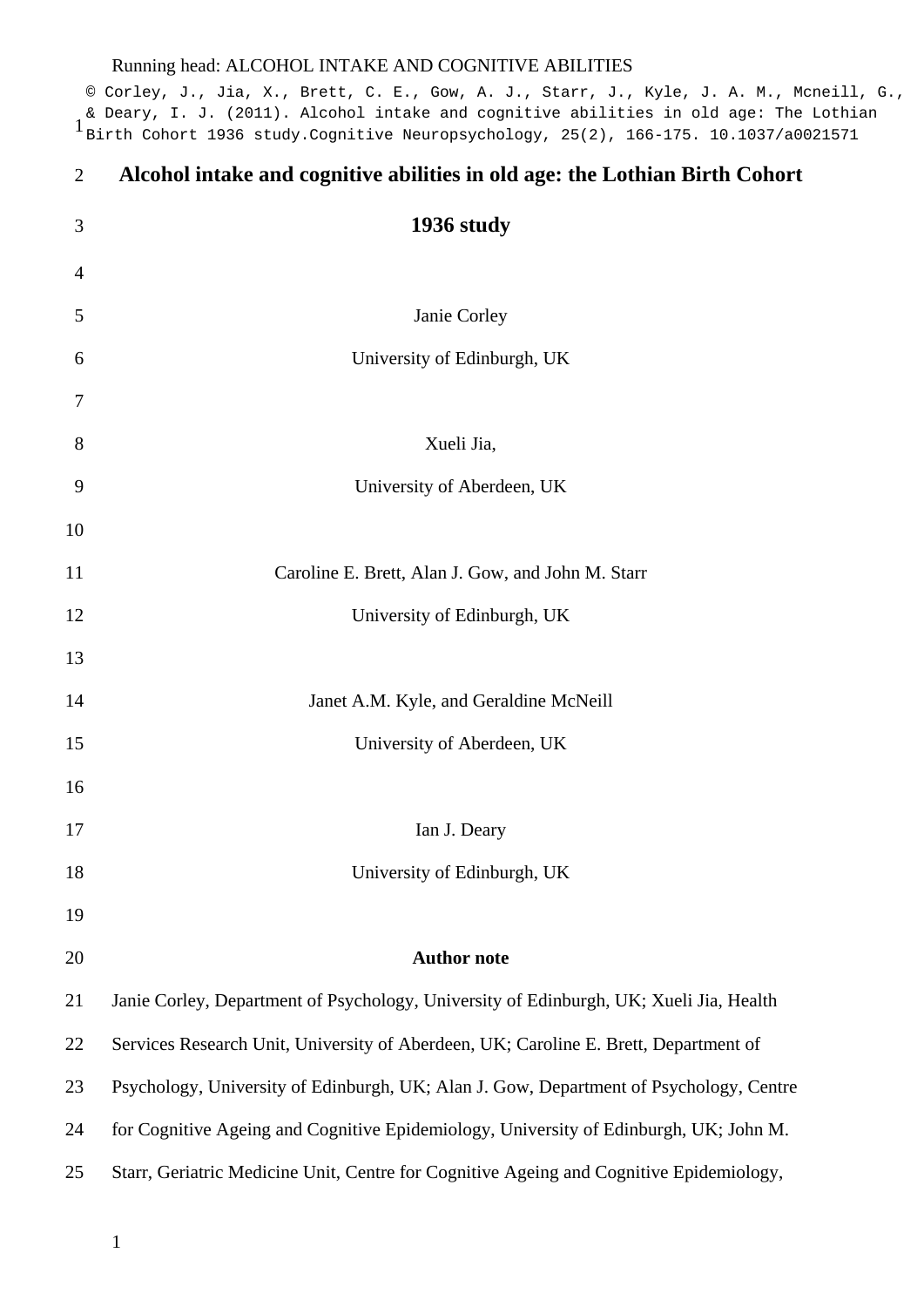© Corley, J., Jia, X., Brett, C. E., Gow, A. J., Starr, J., Kyle, J. A. M., Mcneill, G., & Deary, I. J. (2011). Alcohol intake and cognitive abilities in old age: The Lothian Birth Cohort 1936 study.Cognitive Neuropsychology, 25(2), 166-175. 10.1037/a0021571

# Alcohol intake and cognitive abilities in old age: the Lothian Birth Cohort 1936 study

Janie Corley

University of Edinburgh, UK

Xueli Jia,

University of Aberdeen, UK

Caroline E. Brett, Alan J. Gow, and John M. Starr

University of Edinburgh, UK

Janet A.M. Kyle, and Geraldine McNeill

University of Aberdeen, UK

Ian J. Deary

University of Edinburgh, UK

**Author note**

Janie Corley, Department of Psychology, University of Edinburgh, UK; Xueli Jia, Health Services Research Unit, University of Aberdeen, UK; Caroline E. Brett, Department of Psychology, University of Edinburgh, UK; Alan J. Gow, Department of Psychology, Centre for Cognitive Ageing and Cognitive Epidemiology, University of Edinburgh, UK; John M. Starr, Geriatric Medicine Unit, Centre for Cognitive Ageing and Cognitive Epidemiology,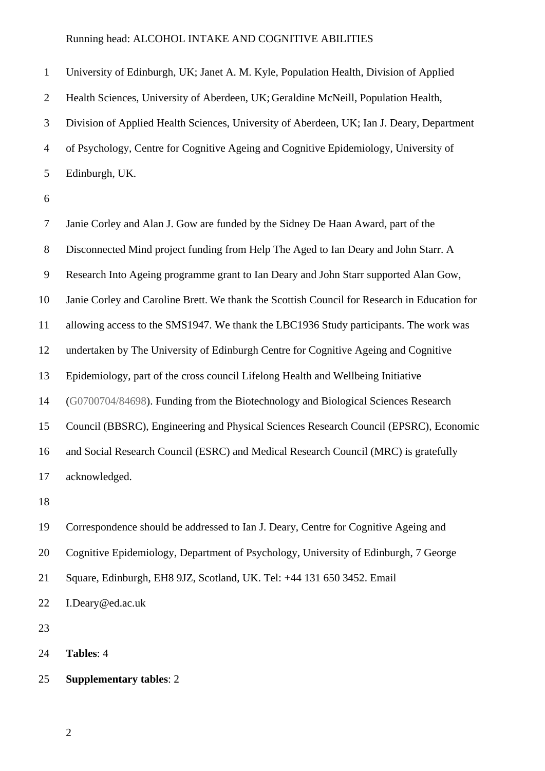University of Edinburgh, UK; Janet A. M. Kyle, Population Health, Division of Applied Health Sciences, University of Aberdeen, UK; Geraldine McNeill, Population Health, Division of Applied Health Sciences, University of Aberdeen, UK; Ian J. Deary, Department of Psychology, Centre for Cognitive Ageing and Cognitive Epidemiology, University of Edinburgh, UK.

Janie Corley and Alan J. Gow are funded by the Sidney De Haan Award, part of the Disconnected Mind project funding from Help The Aged to Ian Deary and John Starr. A Research Into Ageing programme grant to Ian Deary and John Starr supported Alan Gow, Janie Corley and Caroline Brett. We thank the Scottish Council for Research in Education for allowing access to the SMS1947. We thank the LBC1936 Study participants. The work was undertaken by The University of Edinburgh Centre for Cognitive Ageing and Cognitive Epidemiology, part of the cross council Lifelong Health and Wellbeing Initiative (G0700704/84698). Funding from the Biotechnology and Biological Sciences Research Council (BBSRC), Engineering and Physical Sciences Research Council (EPSRC), Economic and Social Research Council (ESRC) and Medical Research Council (MRC) is gratefully acknowledged.

Correspondence should be addressed to Ian J. Deary, Centre for Cognitive Ageing and Cognitive Epidemiology, Department of Psychology, University of Edinburgh, 7 George Square, Edinburgh, EH8 9JZ, Scotland, UK. Tel: +44 131 650 3452. Email I.Deary@ed.ac.uk

**Tables**: 4

**Supplementary tables**: 2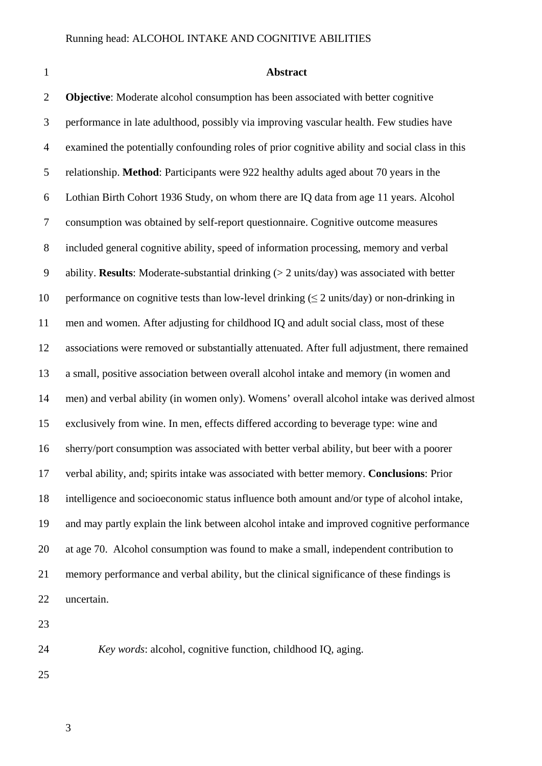## Abstract

**Objective**: Moderate alcohol consumption has been associated with better cognitive performance in late adulthood, possibly via improving vascular health. Few studies have examined the potentially confounding roles of prior cognitive ability and social class in this relationship. **Method**: Participants were 922 healthy adults aged about 70 years in the Lothian Birth Cohort 1936 Study, on whom there are IQ data from age 11 years. Alcohol consumption was obtained by self-report questionnaire. Cognitive outcome measures included general cognitive ability, speed of information processing, memory and verbal ability. **Results**: Moderate-substantial drinking (> 2 units/day) was associated with better performance on cognitive tests than low-level drinking (≤ 2 units/day) or non-drinking in men and women. After adjusting for childhood IQ and adult social class, most of these associations were removed or substantially attenuated. After full adjustment, there remained a small, positive association between overall alcohol intake and memory (in women and men) and verbal ability (in women only). Womens' overall alcohol intake was derived almost exclusively from wine. In men, effects differed according to beverage type: wine and sherry/port consumption was associated with better verbal ability, but beer with a poorer verbal ability, and; spirits intake was associated with better memory. **Conclusions**: Prior intelligence and socioeconomic status influence both amount and/or type of alcohol intake, and may partly explain the link between alcohol intake and improved cognitive performance at age 70. Alcohol consumption was found to make a small, independent contribution to memory performance and verbal ability, but the clinical significance of these findings is uncertain.

*Key words*: alcohol, cognitive function, childhood IQ, aging.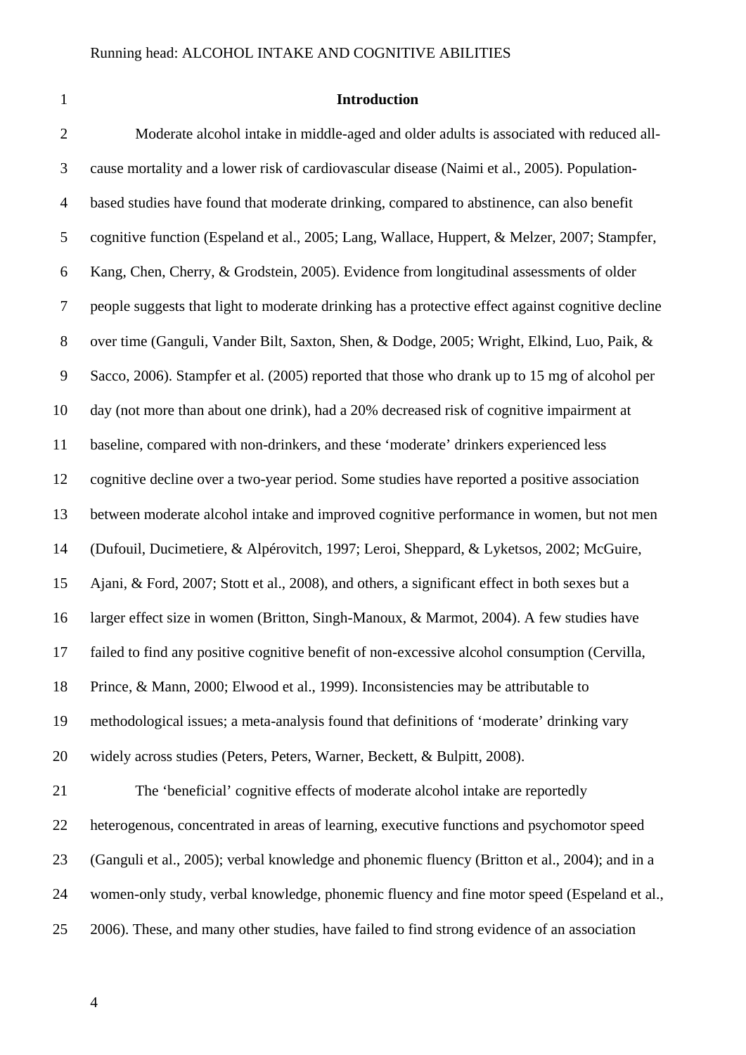# Introduction

Moderate alcohol intake in middle-aged and older adults is associated with reduced all-cause mortality and a lower risk of cardiovascular disease (Naimi et al., 2005). Population-based studies have found that moderate drinking, compared to abstinence, can also benefit cognitive function (Espeland et al., 2005; Lang, Wallace, Huppert, & Melzer, 2007; Stampfer, Kang, Chen, Cherry, & Grodstein, 2005). Evidence from longitudinal assessments of older people suggests that light to moderate drinking has a protective effect against cognitive decline over time (Ganguli, Vander Bilt, Saxton, Shen, & Dodge, 2005; Wright, Elkind, Luo, Paik, & Sacco, 2006). Stampfer et al. (2005) reported that those who drank up to 15 mg of alcohol per day (not more than about one drink), had a 20% decreased risk of cognitive impairment at baseline, compared with non-drinkers, and these 'moderate' drinkers experienced less cognitive decline over a two-year period. Some studies have reported a positive association between moderate alcohol intake and improved cognitive performance in women, but not men (Dufouil, Ducimetiere, & Alpérovitch, 1997; Leroi, Sheppard, & Lyketsos, 2002; McGuire, Ajani, & Ford, 2007; Stott et al., 2008), and others, a significant effect in both sexes but a larger effect size in women (Britton, Singh-Manoux, & Marmot, 2004). A few studies have failed to find any positive cognitive benefit of non-excessive alcohol consumption (Cervilla, Prince, & Mann, 2000; Elwood et al., 1999). Inconsistencies may be attributable to methodological issues; a meta-analysis found that definitions of 'moderate' drinking vary widely across studies (Peters, Peters, Warner, Beckett, & Bulpitt, 2008).

The 'beneficial' cognitive effects of moderate alcohol intake are reportedly heterogenous, concentrated in areas of learning, executive functions and psychomotor speed (Ganguli et al., 2005); verbal knowledge and phonemic fluency (Britton et al., 2004); and in a women-only study, verbal knowledge, phonemic fluency and fine motor speed (Espeland et al., 2006). These, and many other studies, have failed to find strong evidence of an association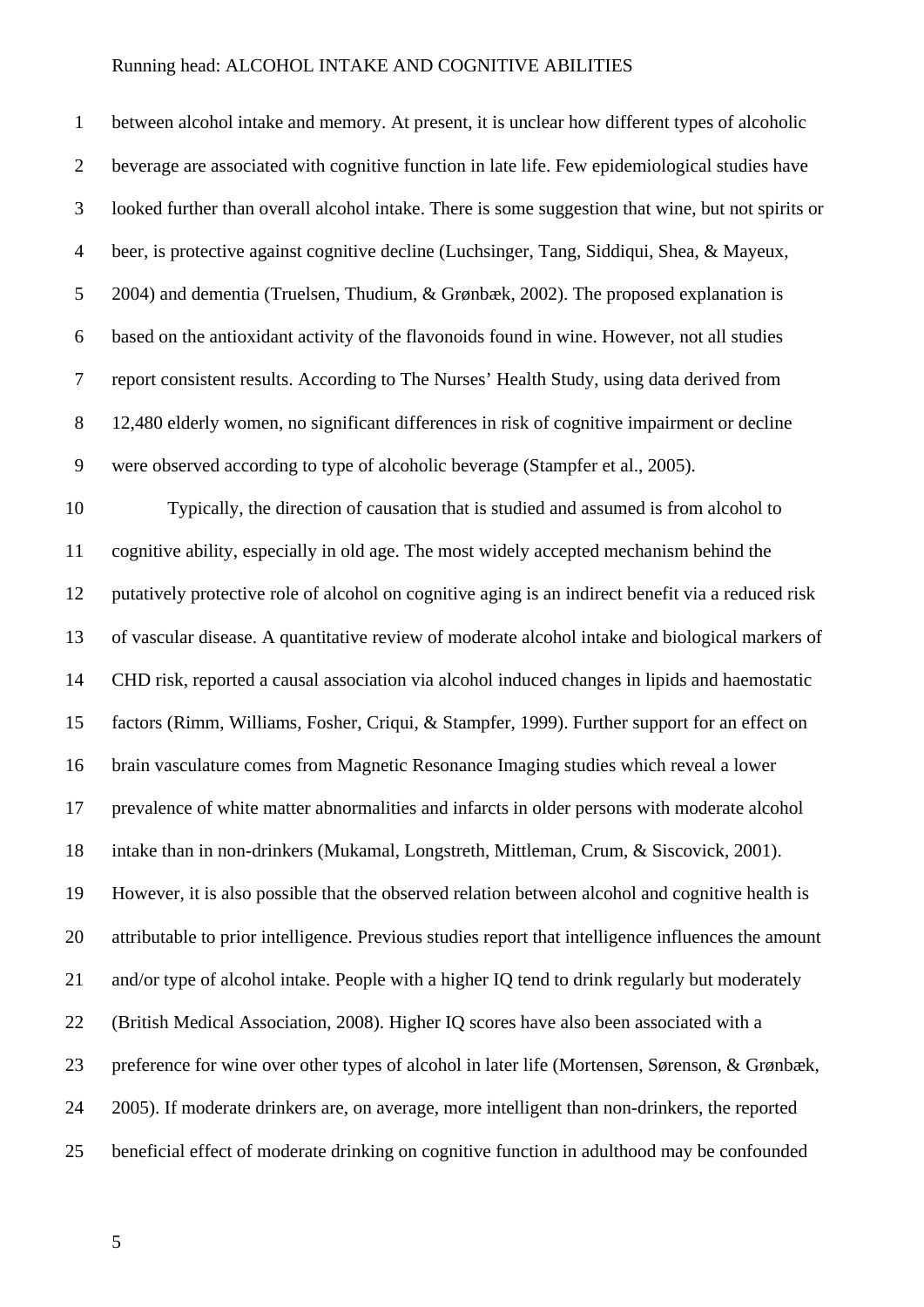between alcohol intake and memory. At present, it is unclear how different types of alcoholic beverage are associated with cognitive function in late life. Few epidemiological studies have looked further than overall alcohol intake. There is some suggestion that wine, but not spirits or beer, is protective against cognitive decline (Luchsinger, Tang, Siddiqui, Shea, & Mayeux, 2004) and dementia (Truelsen, Thudium, & Grønbæk, 2002). The proposed explanation is based on the antioxidant activity of the flavonoids found in wine. However, not all studies report consistent results. According to The Nurses' Health Study, using data derived from 12,480 elderly women, no significant differences in risk of cognitive impairment or decline were observed according to type of alcoholic beverage (Stampfer et al., 2005).

Typically, the direction of causation that is studied and assumed is from alcohol to cognitive ability, especially in old age. The most widely accepted mechanism behind the putatively protective role of alcohol on cognitive aging is an indirect benefit via a reduced risk of vascular disease. A quantitative review of moderate alcohol intake and biological markers of CHD risk, reported a causal association via alcohol induced changes in lipids and haemostatic factors (Rimm, Williams, Fosher, Criqui, & Stampfer, 1999). Further support for an effect on brain vasculature comes from Magnetic Resonance Imaging studies which reveal a lower prevalence of white matter abnormalities and infarcts in older persons with moderate alcohol intake than in non-drinkers (Mukamal, Longstreth, Mittleman, Crum, & Siscovick, 2001). However, it is also possible that the observed relation between alcohol and cognitive health is attributable to prior intelligence. Previous studies report that intelligence influences the amount and/or type of alcohol intake. People with a higher IQ tend to drink regularly but moderately (British Medical Association, 2008). Higher IQ scores have also been associated with a preference for wine over other types of alcohol in later life (Mortensen, Sørenson, & Grønbæk, 2005). If moderate drinkers are, on average, more intelligent than non-drinkers, the reported beneficial effect of moderate drinking on cognitive function in adulthood may be confounded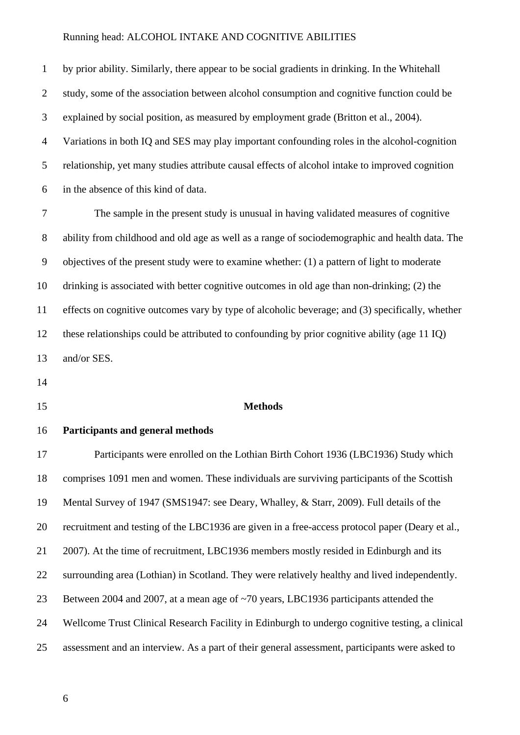by prior ability. Similarly, there appear to be social gradients in drinking. In the Whitehall study, some of the association between alcohol consumption and cognitive function could be explained by social position, as measured by employment grade (Britton et al., 2004). Variations in both IQ and SES may play important confounding roles in the alcohol-cognition relationship, yet many studies attribute causal effects of alcohol intake to improved cognition in the absence of this kind of data.

The sample in the present study is unusual in having validated measures of cognitive ability from childhood and old age as well as a range of sociodemographic and health data. The objectives of the present study were to examine whether: (1) a pattern of light to moderate drinking is associated with better cognitive outcomes in old age than non-drinking; (2) the effects on cognitive outcomes vary by type of alcoholic beverage; and (3) specifically, whether these relationships could be attributed to confounding by prior cognitive ability (age 11 IQ) and/or SES.

## Methods

### Participants and general methods

Participants were enrolled on the Lothian Birth Cohort 1936 (LBC1936) Study which comprises 1091 men and women. These individuals are surviving participants of the Scottish Mental Survey of 1947 (SMS1947: see Deary, Whalley, & Starr, 2009). Full details of the recruitment and testing of the LBC1936 are given in a free-access protocol paper (Deary et al., 2007). At the time of recruitment, LBC1936 members mostly resided in Edinburgh and its surrounding area (Lothian) in Scotland. They were relatively healthy and lived independently. Between 2004 and 2007, at a mean age of ~70 years, LBC1936 participants attended the Wellcome Trust Clinical Research Facility in Edinburgh to undergo cognitive testing, a clinical assessment and an interview. As a part of their general assessment, participants were asked to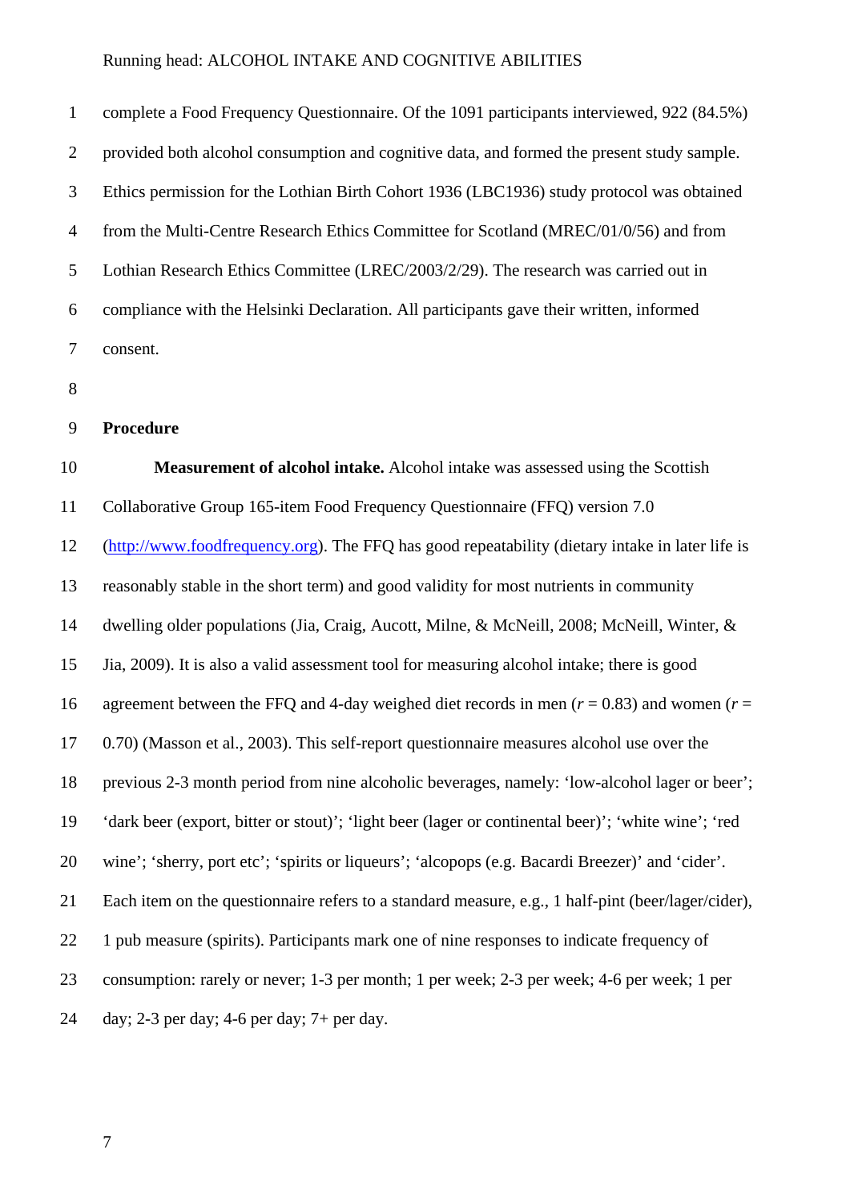complete a Food Frequency Questionnaire. Of the 1091 participants interviewed, 922 (84.5%) provided both alcohol consumption and cognitive data, and formed the present study sample. Ethics permission for the Lothian Birth Cohort 1936 (LBC1936) study protocol was obtained from the Multi-Centre Research Ethics Committee for Scotland (MREC/01/0/56) and from Lothian Research Ethics Committee (LREC/2003/2/29). The research was carried out in compliance with the Helsinki Declaration. All participants gave their written, informed consent.

## Procedure

**Measurement of alcohol intake.** Alcohol intake was assessed using the Scottish Collaborative Group 165-item Food Frequency Questionnaire (FFQ) version 7.0 (http://www.foodfrequency.org). The FFQ has good repeatability (dietary intake in later life is reasonably stable in the short term) and good validity for most nutrients in community dwelling older populations (Jia, Craig, Aucott, Milne, & McNeill, 2008; McNeill, Winter, & Jia, 2009). It is also a valid assessment tool for measuring alcohol intake; there is good agreement between the FFQ and 4-day weighed diet records in men ($r$ = 0.83) and women ($r$ = 0.70) (Masson et al., 2003). This self-report questionnaire measures alcohol use over the previous 2-3 month period from nine alcoholic beverages, namely: 'low-alcohol lager or beer'; 'dark beer (export, bitter or stout)'; 'light beer (lager or continental beer)'; 'white wine'; 'red wine'; 'sherry, port etc'; 'spirits or liqueurs'; 'alcopops (e.g. Bacardi Breezer)' and 'cider'. Each item on the questionnaire refers to a standard measure, e.g., 1 half-pint (beer/lager/cider), 1 pub measure (spirits). Participants mark one of nine responses to indicate frequency of consumption: rarely or never; 1-3 per month; 1 per week; 2-3 per week; 4-6 per week; 1 per day; 2-3 per day; 4-6 per day; 7+ per day.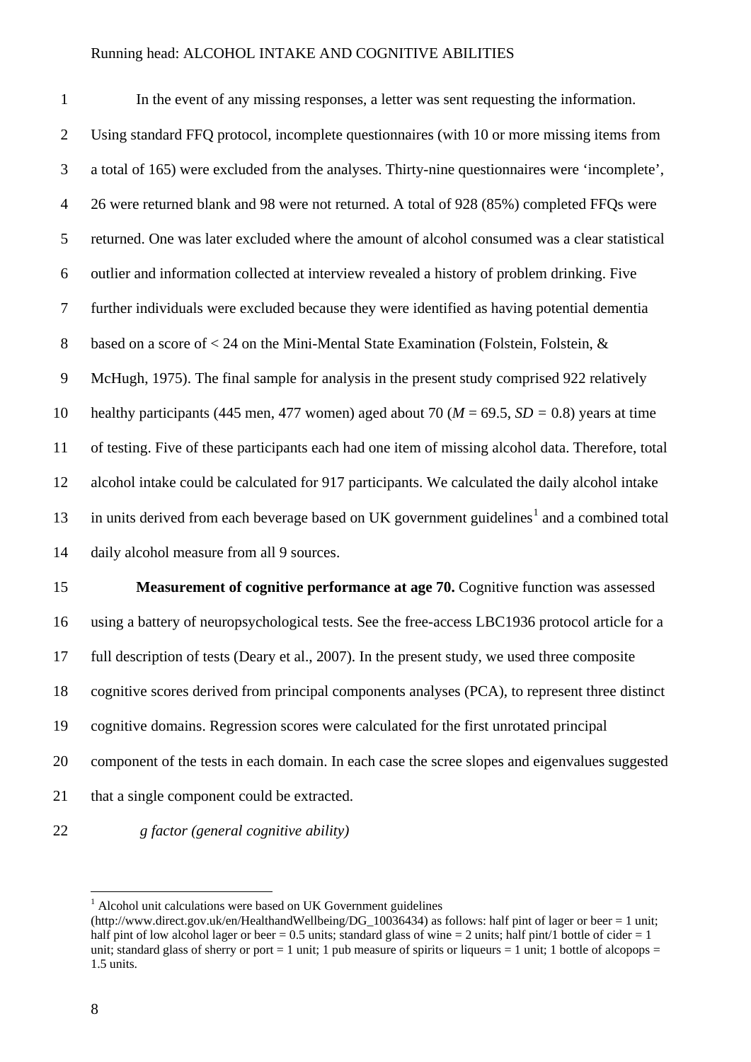In the event of any missing responses, a letter was sent requesting the information. Using standard FFQ protocol, incomplete questionnaires (with 10 or more missing items from a total of 165) were excluded from the analyses. Thirty-nine questionnaires were 'incomplete', 26 were returned blank and 98 were not returned. A total of 928 (85%) completed FFQs were returned. One was later excluded where the amount of alcohol consumed was a clear statistical outlier and information collected at interview revealed a history of problem drinking. Five further individuals were excluded because they were identified as having potential dementia based on a score of < 24 on the Mini-Mental State Examination (Folstein, Folstein, & McHugh, 1975). The final sample for analysis in the present study comprised 922 relatively healthy participants (445 men, 477 women) aged about 70 ($M$ = 69.5, $SD$ = 0.8) years at time of testing. Five of these participants each had one item of missing alcohol data. Therefore, total alcohol intake could be calculated for 917 participants. We calculated the daily alcohol intake in units derived from each beverage based on UK government guidelines[1] and a combined total daily alcohol measure from all 9 sources.

**Measurement of cognitive performance at age 70.** Cognitive function was assessed using a battery of neuropsychological tests. See the free-access LBC1936 protocol article for a full description of tests (Deary et al., 2007). In the present study, we used three composite cognitive scores derived from principal components analyses (PCA), to represent three distinct cognitive domains. Regression scores were calculated for the first unrotated principal component of the tests in each domain. In each case the scree slopes and eigenvalues suggested that a single component could be extracted.

*g factor (general cognitive ability)*

[1] Alcohol unit calculations were based on UK Government guidelines (http://www.direct.gov.uk/en/HealthandWellbeing/DG_10036434) as follows: half pint of lager or beer = 1 unit; half pint of low alcohol lager or beer = 0.5 units; standard glass of wine = 2 units; half pint/1 bottle of cider = 1 unit; standard glass of sherry or port = 1 unit; 1 pub measure of spirits or liqueurs = 1 unit; 1 bottle of alcopops = 1.5 units.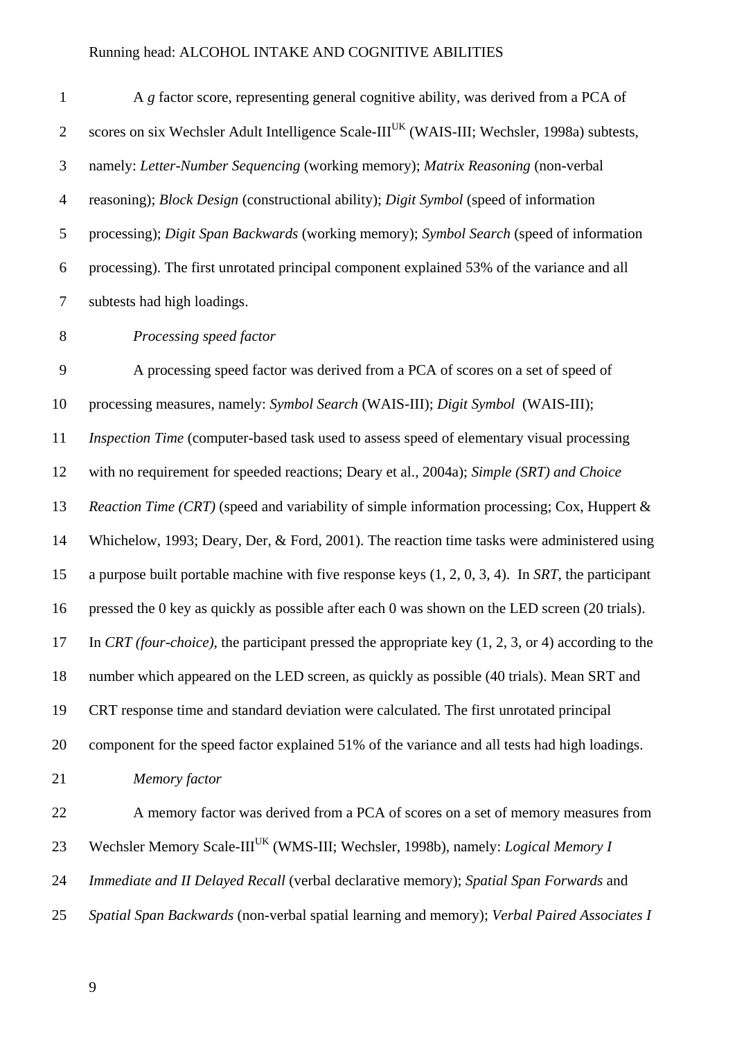A *g* factor score, representing general cognitive ability, was derived from a PCA of scores on six Wechsler Adult Intelligence Scale-III[UK] (WAIS-III; Wechsler, 1998a) subtests, namely: *Letter-Number Sequencing* (working memory); *Matrix Reasoning* (non-verbal reasoning); *Block Design* (constructional ability); *Digit Symbol* (speed of information processing); *Digit Span Backwards* (working memory); *Symbol Search* (speed of information processing). The first unrotated principal component explained 53% of the variance and all subtests had high loadings.

*Processing speed factor*

A processing speed factor was derived from a PCA of scores on a set of speed of processing measures, namely: *Symbol Search* (WAIS-III); *Digit Symbol* (WAIS-III); *Inspection Time* (computer-based task used to assess speed of elementary visual processing with no requirement for speeded reactions; Deary et al., 2004a); *Simple (SRT) and Choice Reaction Time (CRT)* (speed and variability of simple information processing; Cox, Huppert & Whichelow, 1993; Deary, Der, & Ford, 2001). The reaction time tasks were administered using a purpose built portable machine with five response keys (1, 2, 0, 3, 4). In *SRT*, the participant pressed the 0 key as quickly as possible after each 0 was shown on the LED screen (20 trials). In *CRT (four-choice)*, the participant pressed the appropriate key (1, 2, 3, or 4) according to the number which appeared on the LED screen, as quickly as possible (40 trials). Mean SRT and CRT response time and standard deviation were calculated. The first unrotated principal component for the speed factor explained 51% of the variance and all tests had high loadings.

*Memory factor*

A memory factor was derived from a PCA of scores on a set of memory measures from Wechsler Memory Scale-III[UK] (WMS-III; Wechsler, 1998b), namely: *Logical Memory I Immediate and II Delayed Recall* (verbal declarative memory); *Spatial Span Forwards* and *Spatial Span Backwards* (non-verbal spatial learning and memory); *Verbal Paired Associates I*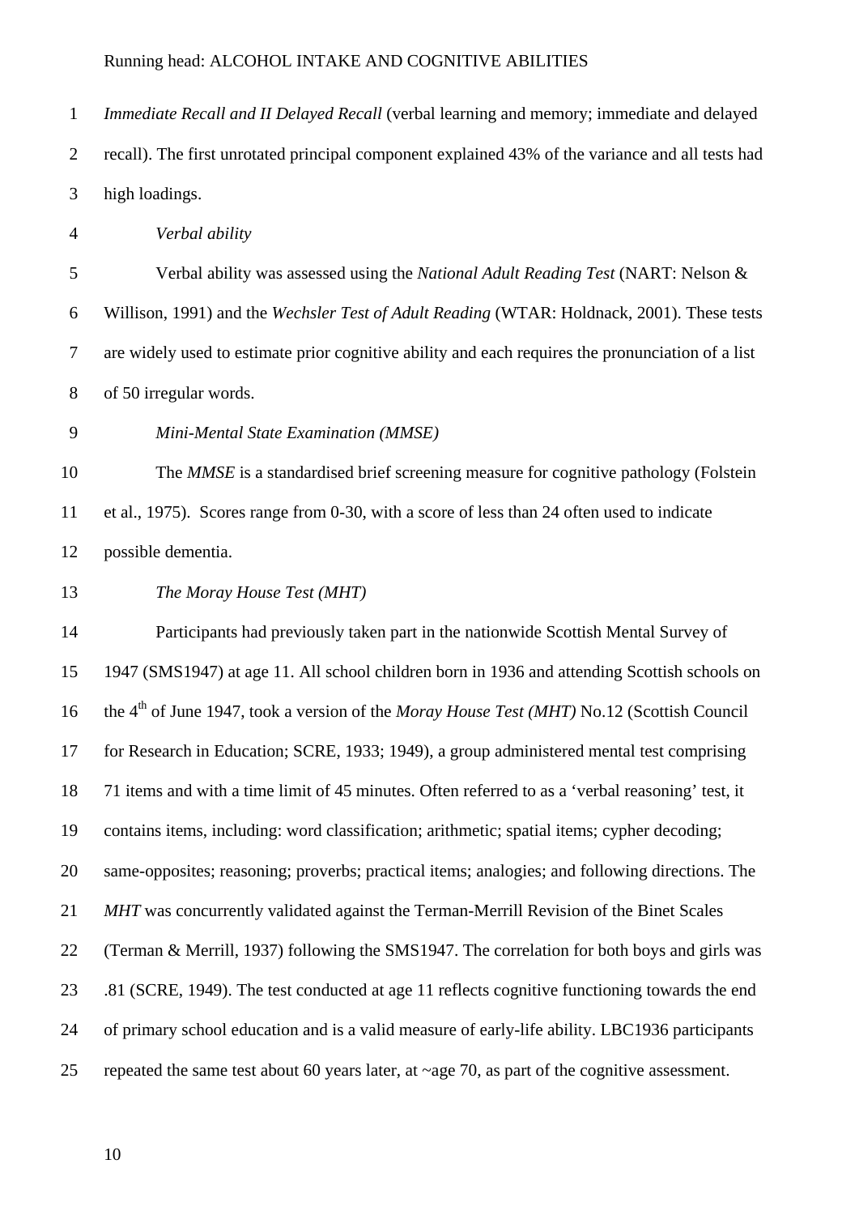*Immediate Recall and II Delayed Recall* (verbal learning and memory; immediate and delayed recall). The first unrotated principal component explained 43% of the variance and all tests had high loadings.

*Verbal ability*

Verbal ability was assessed using the *National Adult Reading Test* (NART: Nelson & Willison, 1991) and the *Wechsler Test of Adult Reading* (WTAR: Holdnack, 2001). These tests are widely used to estimate prior cognitive ability and each requires the pronunciation of a list of 50 irregular words.

*Mini-Mental State Examination (MMSE)*

The *MMSE* is a standardised brief screening measure for cognitive pathology (Folstein et al., 1975). Scores range from 0-30, with a score of less than 24 often used to indicate possible dementia.

*The Moray House Test (MHT)*

Participants had previously taken part in the nationwide Scottish Mental Survey of 1947 (SMS1947) at age 11. All school children born in 1936 and attending Scottish schools on the 4th of June 1947, took a version of the *Moray House Test (MHT)* No.12 (Scottish Council for Research in Education; SCRE, 1933; 1949), a group administered mental test comprising 71 items and with a time limit of 45 minutes. Often referred to as a 'verbal reasoning' test, it contains items, including: word classification; arithmetic; spatial items; cypher decoding; same-opposites; reasoning; proverbs; practical items; analogies; and following directions. The *MHT* was concurrently validated against the Terman-Merrill Revision of the Binet Scales (Terman & Merrill, 1937) following the SMS1947. The correlation for both boys and girls was .81 (SCRE, 1949). The test conducted at age 11 reflects cognitive functioning towards the end of primary school education and is a valid measure of early-life ability. LBC1936 participants repeated the same test about 60 years later, at ~age 70, as part of the cognitive assessment.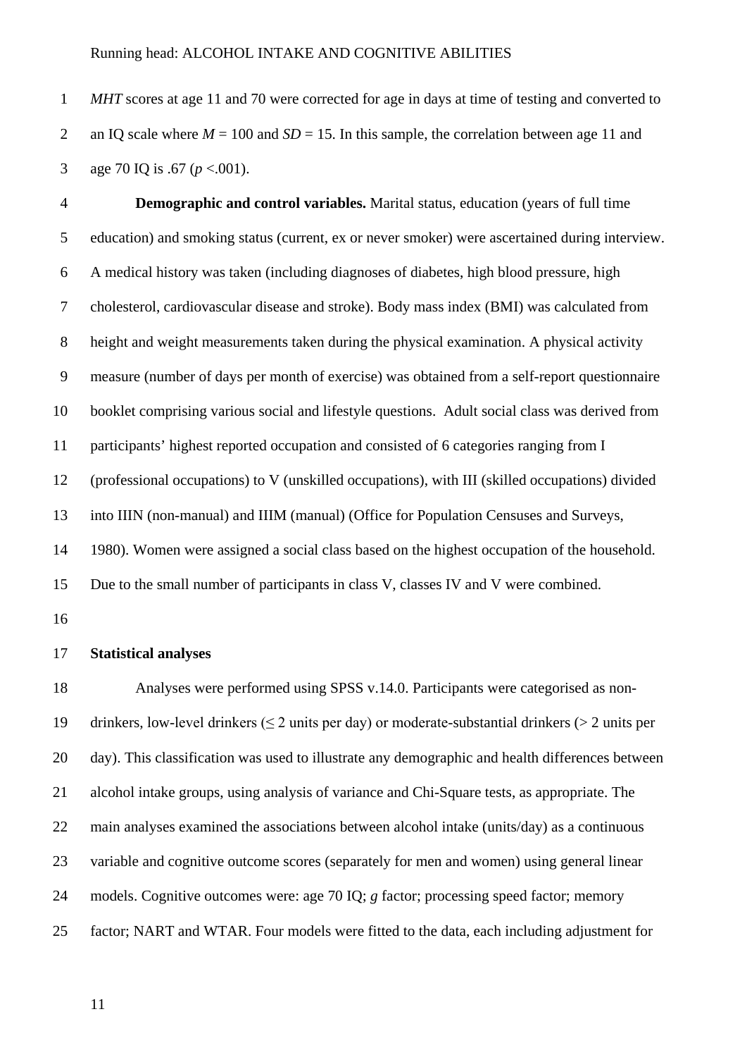*MHT* scores at age 11 and 70 were corrected for age in days at time of testing and converted to an IQ scale where $M = 100$ and $SD = 15$. In this sample, the correlation between age 11 and age 70 IQ is .67 ($p < .001$).

**Demographic and control variables.** Marital status, education (years of full time education) and smoking status (current, ex or never smoker) were ascertained during interview. A medical history was taken (including diagnoses of diabetes, high blood pressure, high cholesterol, cardiovascular disease and stroke). Body mass index (BMI) was calculated from height and weight measurements taken during the physical examination. A physical activity measure (number of days per month of exercise) was obtained from a self-report questionnaire booklet comprising various social and lifestyle questions. Adult social class was derived from participants' highest reported occupation and consisted of 6 categories ranging from I (professional occupations) to V (unskilled occupations), with III (skilled occupations) divided into IIIN (non-manual) and IIIM (manual) (Office for Population Censuses and Surveys, 1980). Women were assigned a social class based on the highest occupation of the household. Due to the small number of participants in class V, classes IV and V were combined.

## Statistical analyses

Analyses were performed using SPSS v.14.0. Participants were categorised as non-drinkers, low-level drinkers ($\leq 2$ units per day) or moderate-substantial drinkers ($> 2$ units per day). This classification was used to illustrate any demographic and health differences between alcohol intake groups, using analysis of variance and Chi-Square tests, as appropriate. The main analyses examined the associations between alcohol intake (units/day) as a continuous variable and cognitive outcome scores (separately for men and women) using general linear models. Cognitive outcomes were: age 70 IQ; *g* factor; processing speed factor; memory factor; NART and WTAR. Four models were fitted to the data, each including adjustment for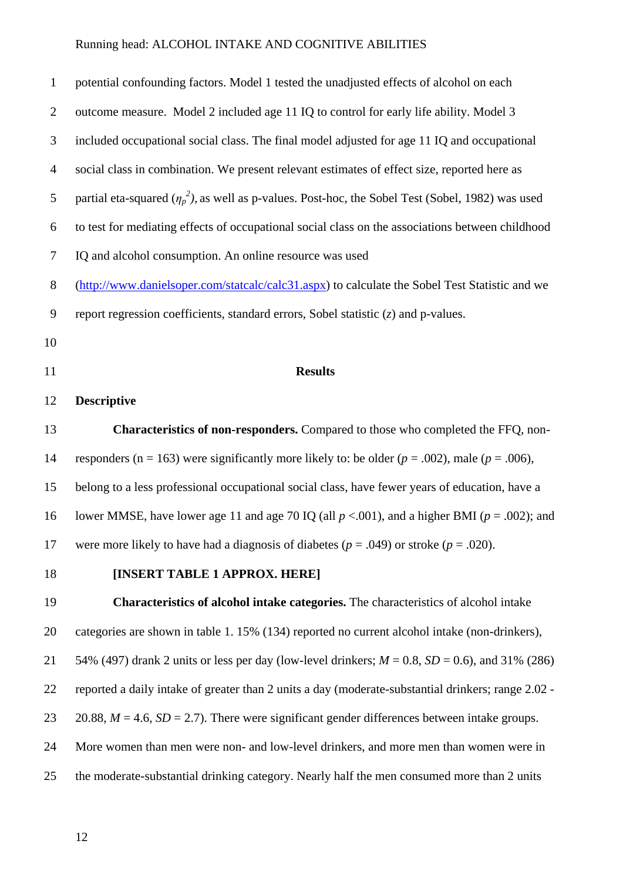potential confounding factors. Model 1 tested the unadjusted effects of alcohol on each outcome measure. Model 2 included age 11 IQ to control for early life ability. Model 3 included occupational social class. The final model adjusted for age 11 IQ and occupational social class in combination. We present relevant estimates of effect size, reported here as partial eta-squared ($\eta_p^2$), as well as p-values. Post-hoc, the Sobel Test (Sobel, 1982) was used to test for mediating effects of occupational social class on the associations between childhood IQ and alcohol consumption. An online resource was used (http://www.danielsoper.com/statcalc/calc31.aspx) to calculate the Sobel Test Statistic and we report regression coefficients, standard errors, Sobel statistic (*z*) and p-values.

## Results

### Descriptive

**Characteristics of non-responders.** Compared to those who completed the FFQ, non-responders (n = 163) were significantly more likely to: be older ($p$ = .002), male ($p$ = .006), belong to a less professional occupational social class, have fewer years of education, have a lower MMSE, have lower age 11 and age 70 IQ (all $p$ <.001), and a higher BMI ($p$ = .002); and were more likely to have had a diagnosis of diabetes ($p$ = .049) or stroke ($p$ = .020).

**[INSERT TABLE 1 APPROX. HERE]**

**Characteristics of alcohol intake categories.** The characteristics of alcohol intake categories are shown in table 1. 15% (134) reported no current alcohol intake (non-drinkers), 54% (497) drank 2 units or less per day (low-level drinkers; *M* = 0.8, *SD* = 0.6), and 31% (286) reported a daily intake of greater than 2 units a day (moderate-substantial drinkers; range 2.02 - 20.88, *M* = 4.6, *SD* = 2.7). There were significant gender differences between intake groups. More women than men were non- and low-level drinkers, and more men than women were in the moderate-substantial drinking category. Nearly half the men consumed more than 2 units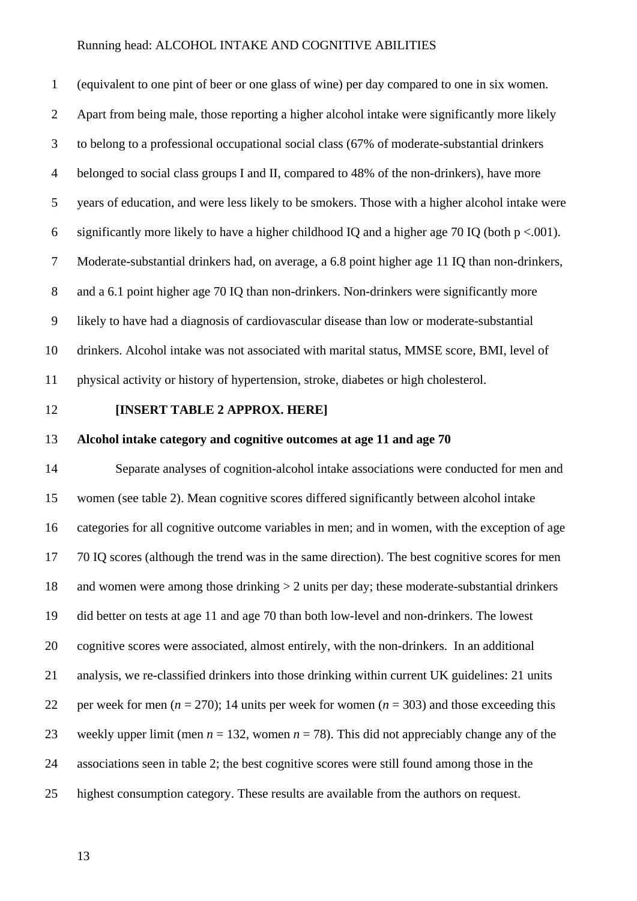(equivalent to one pint of beer or one glass of wine) per day compared to one in six women. Apart from being male, those reporting a higher alcohol intake were significantly more likely to belong to a professional occupational social class (67% of moderate-substantial drinkers belonged to social class groups I and II, compared to 48% of the non-drinkers), have more years of education, and were less likely to be smokers. Those with a higher alcohol intake were significantly more likely to have a higher childhood IQ and a higher age 70 IQ (both $p <.001$). Moderate-substantial drinkers had, on average, a 6.8 point higher age 11 IQ than non-drinkers, and a 6.1 point higher age 70 IQ than non-drinkers. Non-drinkers were significantly more likely to have had a diagnosis of cardiovascular disease than low or moderate-substantial drinkers. Alcohol intake was not associated with marital status, MMSE score, BMI, level of physical activity or history of hypertension, stroke, diabetes or high cholesterol.

**[INSERT TABLE 2 APPROX. HERE]**

**Alcohol intake category and cognitive outcomes at age 11 and age 70**

Separate analyses of cognition-alcohol intake associations were conducted for men and women (see table 2). Mean cognitive scores differed significantly between alcohol intake categories for all cognitive outcome variables in men; and in women, with the exception of age 70 IQ scores (although the trend was in the same direction). The best cognitive scores for men and women were among those drinking > 2 units per day; these moderate-substantial drinkers did better on tests at age 11 and age 70 than both low-level and non-drinkers. The lowest cognitive scores were associated, almost entirely, with the non-drinkers. In an additional analysis, we re-classified drinkers into those drinking within current UK guidelines: 21 units per week for men ($n$ = 270); 14 units per week for women ($n$ = 303) and those exceeding this weekly upper limit (men $n$ = 132, women $n$ = 78). This did not appreciably change any of the associations seen in table 2; the best cognitive scores were still found among those in the highest consumption category. These results are available from the authors on request.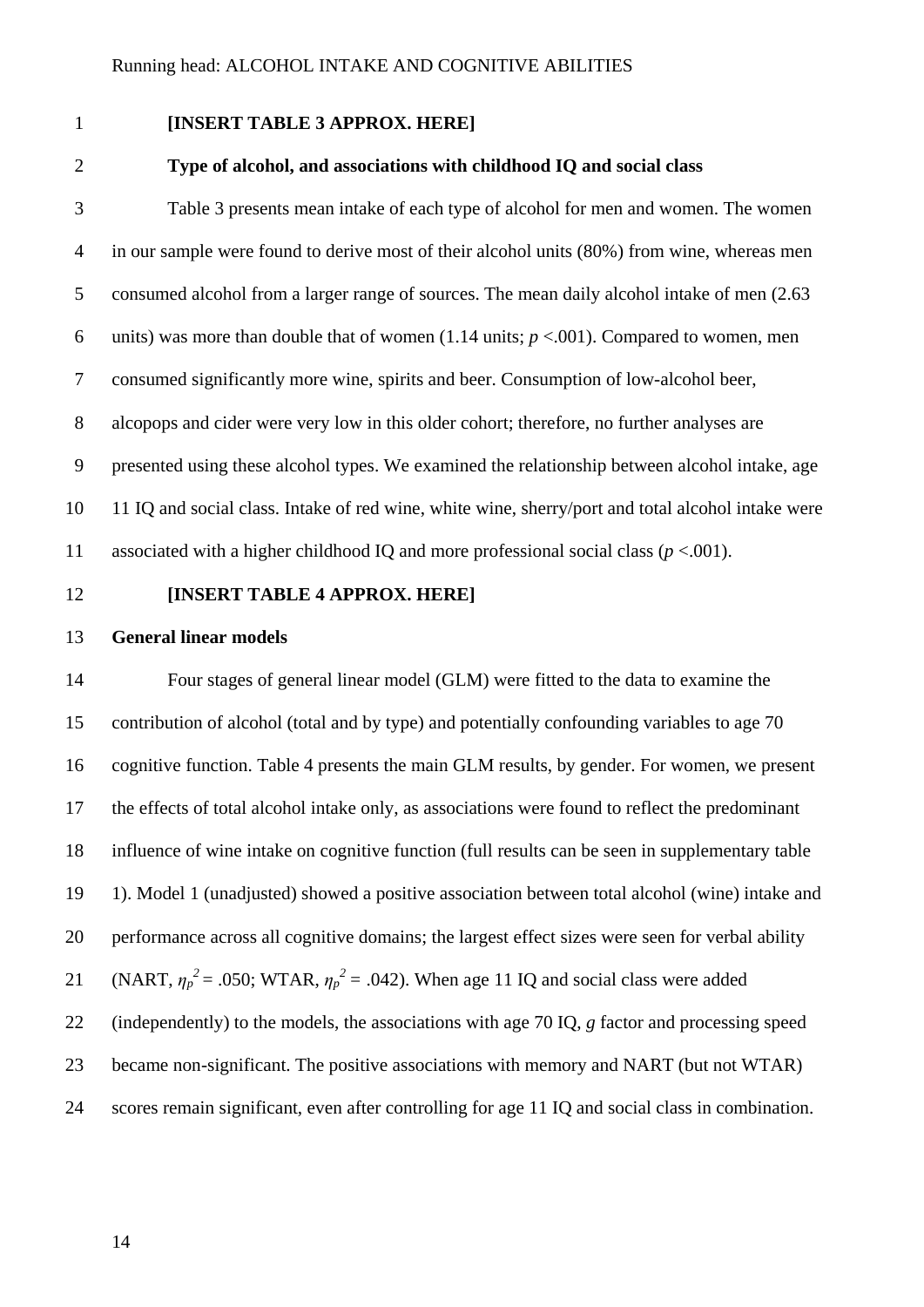**[INSERT TABLE 3 APPROX. HERE]**

**Type of alcohol, and associations with childhood IQ and social class**

Table 3 presents mean intake of each type of alcohol for men and women. The women in our sample were found to derive most of their alcohol units (80%) from wine, whereas men consumed alcohol from a larger range of sources. The mean daily alcohol intake of men (2.63 units) was more than double that of women (1.14 units; $p$ <.001). Compared to women, men consumed significantly more wine, spirits and beer. Consumption of low-alcohol beer, alcopops and cider were very low in this older cohort; therefore, no further analyses are presented using these alcohol types. We examined the relationship between alcohol intake, age 11 IQ and social class. Intake of red wine, white wine, sherry/port and total alcohol intake were associated with a higher childhood IQ and more professional social class ($p$ <.001).

**[INSERT TABLE 4 APPROX. HERE]**

**General linear models**

Four stages of general linear model (GLM) were fitted to the data to examine the contribution of alcohol (total and by type) and potentially confounding variables to age 70 cognitive function. Table 4 presents the main GLM results, by gender. For women, we present the effects of total alcohol intake only, as associations were found to reflect the predominant influence of wine intake on cognitive function (full results can be seen in supplementary table 1). Model 1 (unadjusted) showed a positive association between total alcohol (wine) intake and performance across all cognitive domains; the largest effect sizes were seen for verbal ability (NART, $\eta_p^2$ = .050; WTAR, $\eta_p^2$ = .042). When age 11 IQ and social class were added (independently) to the models, the associations with age 70 IQ, *g* factor and processing speed became non-significant. The positive associations with memory and NART (but not WTAR) scores remain significant, even after controlling for age 11 IQ and social class in combination.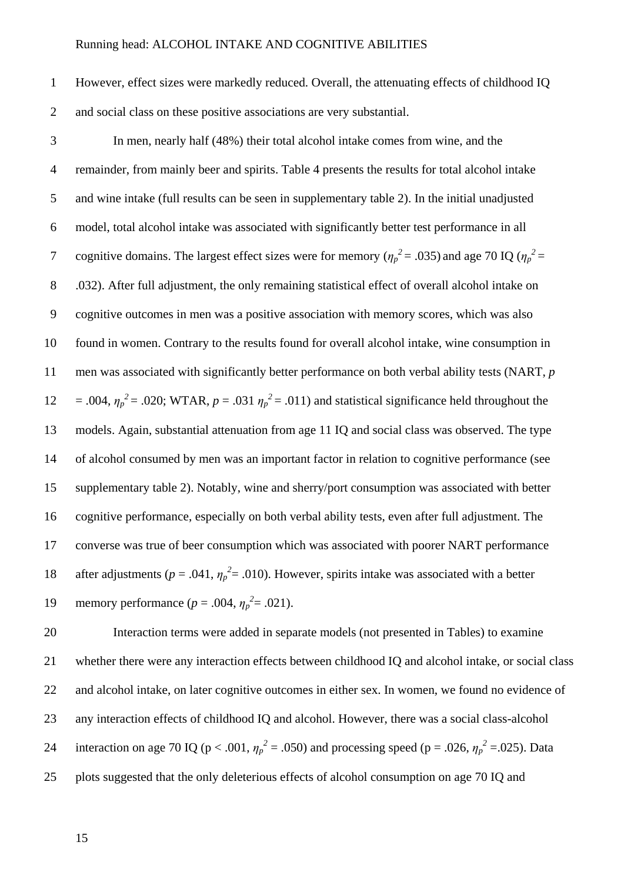However, effect sizes were markedly reduced. Overall, the attenuating effects of childhood IQ and social class on these positive associations are very substantial.

In men, nearly half (48%) their total alcohol intake comes from wine, and the remainder, from mainly beer and spirits. Table 4 presents the results for total alcohol intake and wine intake (full results can be seen in supplementary table 2). In the initial unadjusted model, total alcohol intake was associated with significantly better test performance in all cognitive domains. The largest effect sizes were for memory ($\eta_p^2$ = .035) and age 70 IQ ($\eta_p^2$ = .032). After full adjustment, the only remaining statistical effect of overall alcohol intake on cognitive outcomes in men was a positive association with memory scores, which was also found in women. Contrary to the results found for overall alcohol intake, wine consumption in men was associated with significantly better performance on both verbal ability tests (NART, $p$ = .004, $\eta_p^2$ = .020; WTAR, $p$ = .031 $\eta_p^2$ = .011) and statistical significance held throughout the models. Again, substantial attenuation from age 11 IQ and social class was observed. The type of alcohol consumed by men was an important factor in relation to cognitive performance (see supplementary table 2). Notably, wine and sherry/port consumption was associated with better cognitive performance, especially on both verbal ability tests, even after full adjustment. The converse was true of beer consumption which was associated with poorer NART performance after adjustments ($p$ = .041, $\eta_p^2$= .010). However, spirits intake was associated with a better memory performance ($p$ = .004, $\eta_p^2$= .021).

Interaction terms were added in separate models (not presented in Tables) to examine whether there were any interaction effects between childhood IQ and alcohol intake, or social class and alcohol intake, on later cognitive outcomes in either sex. In women, we found no evidence of any interaction effects of childhood IQ and alcohol. However, there was a social class-alcohol interaction on age 70 IQ ($p < .001$, $\eta_p^2$ = .050) and processing speed ($p = .026$, $\eta_p^2$ =.025). Data plots suggested that the only deleterious effects of alcohol consumption on age 70 IQ and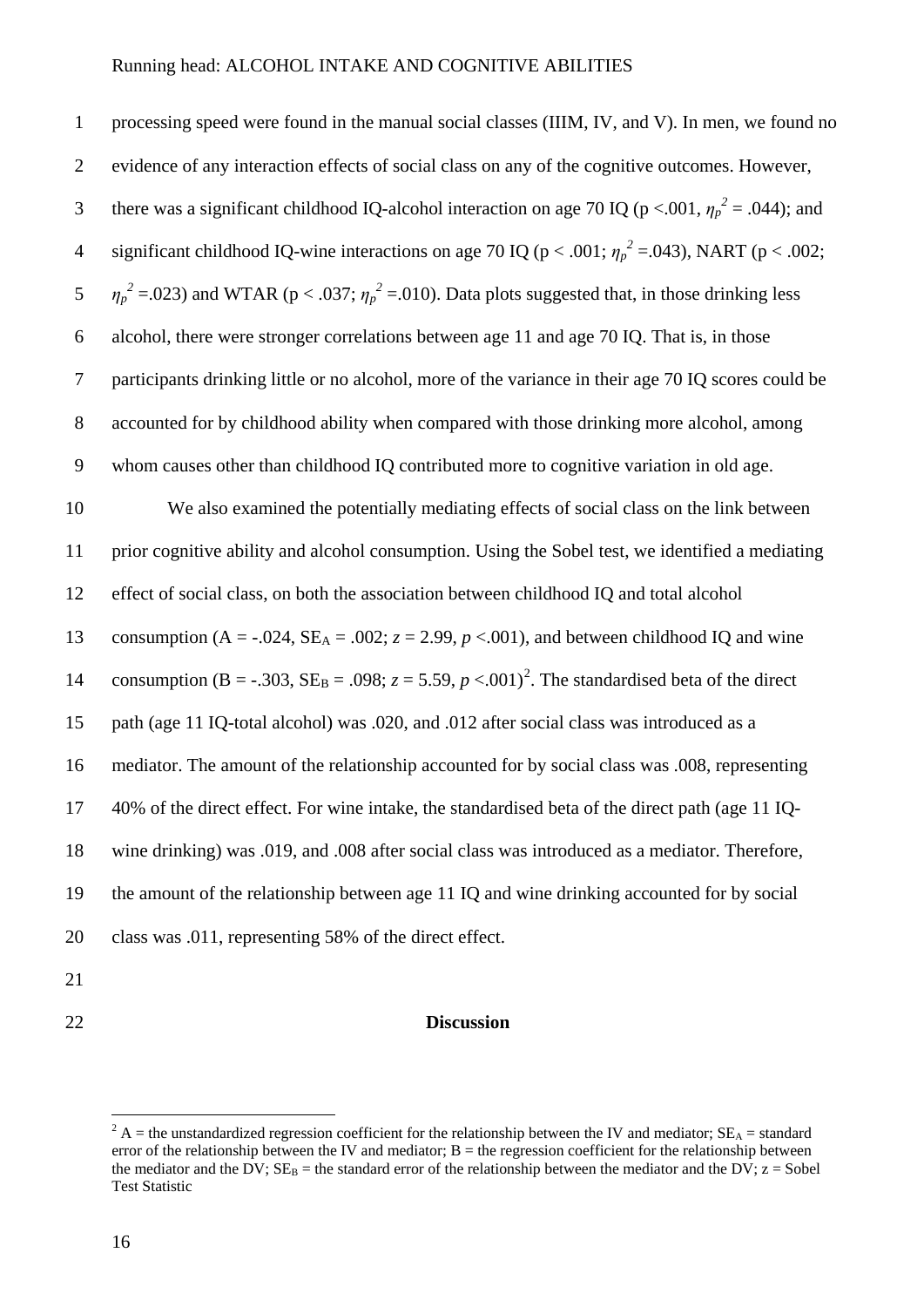processing speed were found in the manual social classes (IIIM, IV, and V). In men, we found no evidence of any interaction effects of social class on any of the cognitive outcomes. However, there was a significant childhood IQ-alcohol interaction on age 70 IQ ($p < .001$, $\eta_p^2 = .044$); and significant childhood IQ-wine interactions on age 70 IQ ($p < .001$; $\eta_p^2 = .043$), NART ($p < .002$; $\eta_p^2 = .023$) and WTAR ($p < .037$; $\eta_p^2 = .010$). Data plots suggested that, in those drinking less alcohol, there were stronger correlations between age 11 and age 70 IQ. That is, in those participants drinking little or no alcohol, more of the variance in their age 70 IQ scores could be accounted for by childhood ability when compared with those drinking more alcohol, among whom causes other than childhood IQ contributed more to cognitive variation in old age.

We also examined the potentially mediating effects of social class on the link between prior cognitive ability and alcohol consumption. Using the Sobel test, we identified a mediating effect of social class, on both the association between childhood IQ and total alcohol consumption ($A = -.024$, $SE_A = .002$; $z = 2.99$, $p < .001$), and between childhood IQ and wine consumption ($B = -.303$, $SE_B = .098$; $z = 5.59$, $p < .001$)[2]. The standardised beta of the direct path (age 11 IQ-total alcohol) was .020, and .012 after social class was introduced as a mediator. The amount of the relationship accounted for by social class was .008, representing 40% of the direct effect. For wine intake, the standardised beta of the direct path (age 11 IQ-wine drinking) was .019, and .008 after social class was introduced as a mediator. Therefore, the amount of the relationship between age 11 IQ and wine drinking accounted for by social class was .011, representing 58% of the direct effect.

## Discussion

[2] A = the unstandardized regression coefficient for the relationship between the IV and mediator; $SE_A$ = standard error of the relationship between the IV and mediator; B = the regression coefficient for the relationship between the mediator and the DV; $SE_B$ = the standard error of the relationship between the mediator and the DV; z = Sobel Test Statistic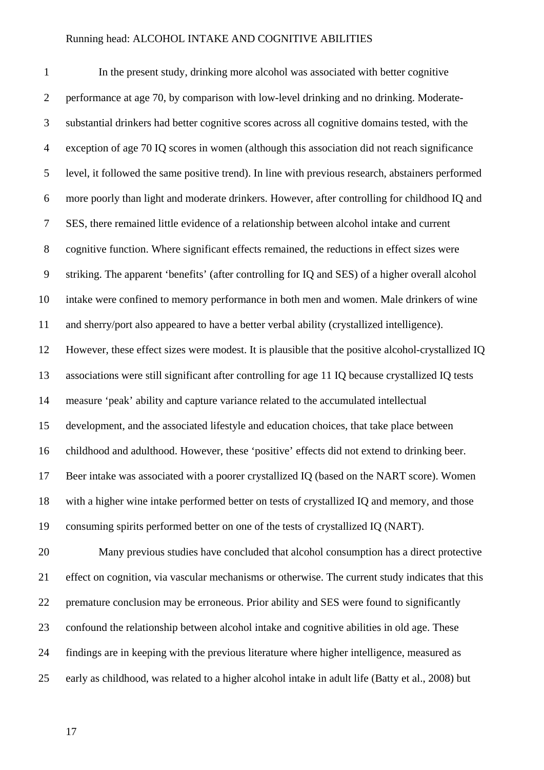In the present study, drinking more alcohol was associated with better cognitive performance at age 70, by comparison with low-level drinking and no drinking. Moderate-substantial drinkers had better cognitive scores across all cognitive domains tested, with the exception of age 70 IQ scores in women (although this association did not reach significance level, it followed the same positive trend). In line with previous research, abstainers performed more poorly than light and moderate drinkers. However, after controlling for childhood IQ and SES, there remained little evidence of a relationship between alcohol intake and current cognitive function. Where significant effects remained, the reductions in effect sizes were striking. The apparent 'benefits' (after controlling for IQ and SES) of a higher overall alcohol intake were confined to memory performance in both men and women. Male drinkers of wine and sherry/port also appeared to have a better verbal ability (crystallized intelligence). However, these effect sizes were modest. It is plausible that the positive alcohol-crystallized IQ associations were still significant after controlling for age 11 IQ because crystallized IQ tests measure 'peak' ability and capture variance related to the accumulated intellectual development, and the associated lifestyle and education choices, that take place between childhood and adulthood. However, these 'positive' effects did not extend to drinking beer. Beer intake was associated with a poorer crystallized IQ (based on the NART score). Women with a higher wine intake performed better on tests of crystallized IQ and memory, and those consuming spirits performed better on one of the tests of crystallized IQ (NART).

Many previous studies have concluded that alcohol consumption has a direct protective effect on cognition, via vascular mechanisms or otherwise. The current study indicates that this premature conclusion may be erroneous. Prior ability and SES were found to significantly confound the relationship between alcohol intake and cognitive abilities in old age. These findings are in keeping with the previous literature where higher intelligence, measured as early as childhood, was related to a higher alcohol intake in adult life (Batty et al., 2008) but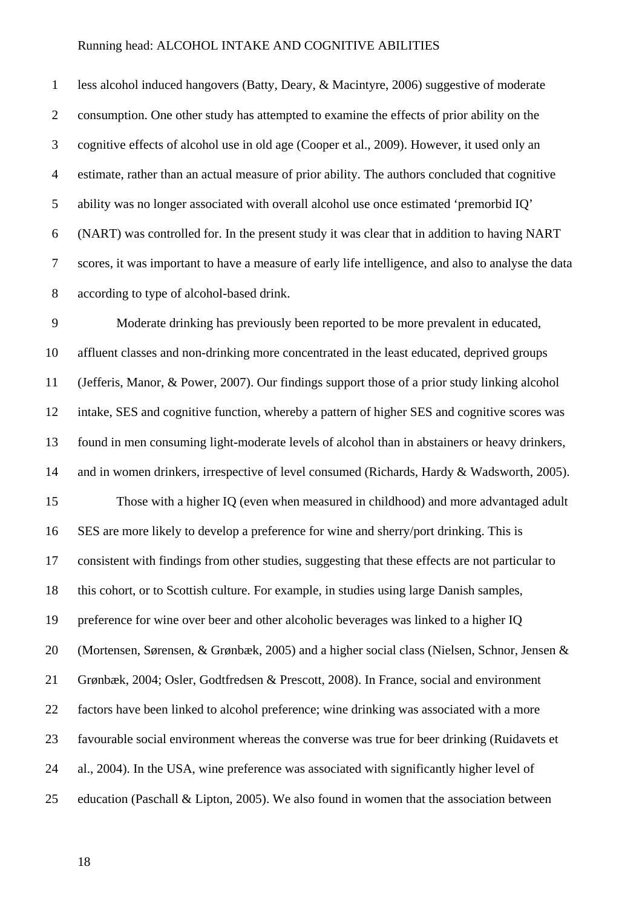less alcohol induced hangovers (Batty, Deary, & Macintyre, 2006) suggestive of moderate consumption. One other study has attempted to examine the effects of prior ability on the cognitive effects of alcohol use in old age (Cooper et al., 2009). However, it used only an estimate, rather than an actual measure of prior ability. The authors concluded that cognitive ability was no longer associated with overall alcohol use once estimated 'premorbid IQ' (NART) was controlled for. In the present study it was clear that in addition to having NART scores, it was important to have a measure of early life intelligence, and also to analyse the data according to type of alcohol-based drink.

Moderate drinking has previously been reported to be more prevalent in educated, affluent classes and non-drinking more concentrated in the least educated, deprived groups (Jefferis, Manor, & Power, 2007). Our findings support those of a prior study linking alcohol intake, SES and cognitive function, whereby a pattern of higher SES and cognitive scores was found in men consuming light-moderate levels of alcohol than in abstainers or heavy drinkers, and in women drinkers, irrespective of level consumed (Richards, Hardy & Wadsworth, 2005).

Those with a higher IQ (even when measured in childhood) and more advantaged adult SES are more likely to develop a preference for wine and sherry/port drinking. This is consistent with findings from other studies, suggesting that these effects are not particular to this cohort, or to Scottish culture. For example, in studies using large Danish samples, preference for wine over beer and other alcoholic beverages was linked to a higher IQ (Mortensen, Sørensen, & Grønbæk, 2005) and a higher social class (Nielsen, Schnor, Jensen & Grønbæk, 2004; Osler, Godtfredsen & Prescott, 2008). In France, social and environment factors have been linked to alcohol preference; wine drinking was associated with a more favourable social environment whereas the converse was true for beer drinking (Ruidavets et al., 2004). In the USA, wine preference was associated with significantly higher level of education (Paschall & Lipton, 2005). We also found in women that the association between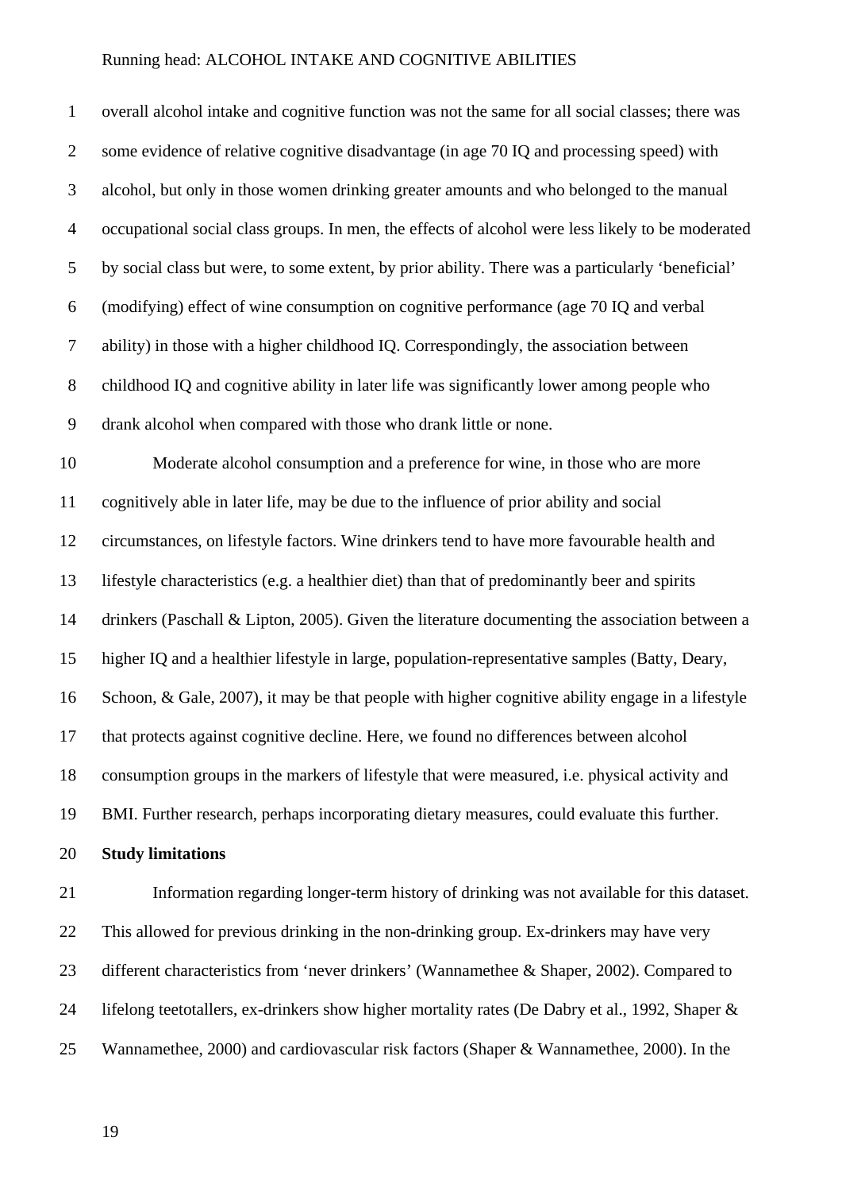overall alcohol intake and cognitive function was not the same for all social classes; there was some evidence of relative cognitive disadvantage (in age 70 IQ and processing speed) with alcohol, but only in those women drinking greater amounts and who belonged to the manual occupational social class groups. In men, the effects of alcohol were less likely to be moderated by social class but were, to some extent, by prior ability. There was a particularly 'beneficial' (modifying) effect of wine consumption on cognitive performance (age 70 IQ and verbal ability) in those with a higher childhood IQ. Correspondingly, the association between childhood IQ and cognitive ability in later life was significantly lower among people who drank alcohol when compared with those who drank little or none.

Moderate alcohol consumption and a preference for wine, in those who are more cognitively able in later life, may be due to the influence of prior ability and social circumstances, on lifestyle factors. Wine drinkers tend to have more favourable health and lifestyle characteristics (e.g. a healthier diet) than that of predominantly beer and spirits drinkers (Paschall & Lipton, 2005). Given the literature documenting the association between a higher IQ and a healthier lifestyle in large, population-representative samples (Batty, Deary, Schoon, & Gale, 2007), it may be that people with higher cognitive ability engage in a lifestyle that protects against cognitive decline. Here, we found no differences between alcohol consumption groups in the markers of lifestyle that were measured, i.e. physical activity and BMI. Further research, perhaps incorporating dietary measures, could evaluate this further.

**Study limitations**

Information regarding longer-term history of drinking was not available for this dataset. This allowed for previous drinking in the non-drinking group. Ex-drinkers may have very different characteristics from 'never drinkers' (Wannamethee & Shaper, 2002). Compared to lifelong teetotallers, ex-drinkers show higher mortality rates (De Dabry et al., 1992, Shaper & Wannamethee, 2000) and cardiovascular risk factors (Shaper & Wannamethee, 2000). In the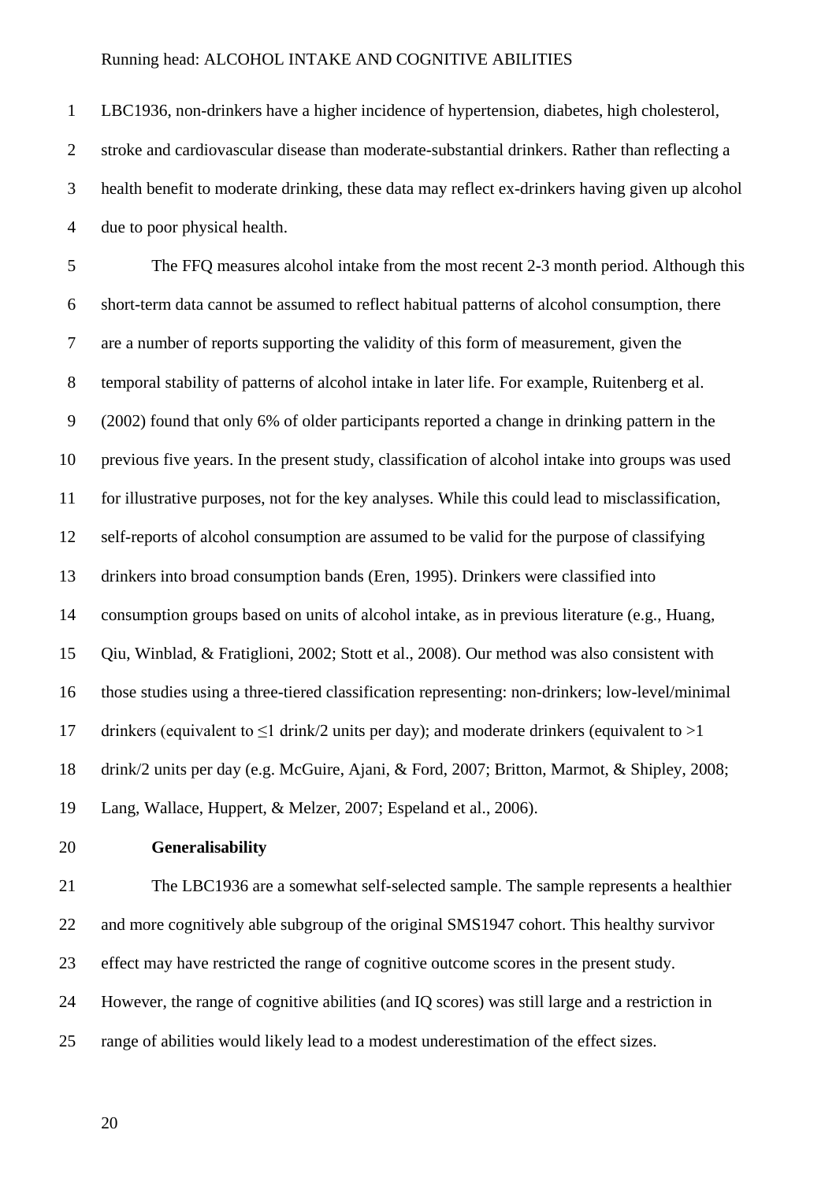LBC1936, non-drinkers have a higher incidence of hypertension, diabetes, high cholesterol, stroke and cardiovascular disease than moderate-substantial drinkers. Rather than reflecting a health benefit to moderate drinking, these data may reflect ex-drinkers having given up alcohol due to poor physical health.

The FFQ measures alcohol intake from the most recent 2-3 month period. Although this short-term data cannot be assumed to reflect habitual patterns of alcohol consumption, there are a number of reports supporting the validity of this form of measurement, given the temporal stability of patterns of alcohol intake in later life. For example, Ruitenberg et al. (2002) found that only 6% of older participants reported a change in drinking pattern in the previous five years. In the present study, classification of alcohol intake into groups was used for illustrative purposes, not for the key analyses. While this could lead to misclassification, self-reports of alcohol consumption are assumed to be valid for the purpose of classifying drinkers into broad consumption bands (Eren, 1995). Drinkers were classified into consumption groups based on units of alcohol intake, as in previous literature (e.g., Huang, Qiu, Winblad, & Fratiglioni, 2002; Stott et al., 2008). Our method was also consistent with those studies using a three-tiered classification representing: non-drinkers; low-level/minimal drinkers (equivalent to ≤1 drink/2 units per day); and moderate drinkers (equivalent to >1 drink/2 units per day (e.g. McGuire, Ajani, & Ford, 2007; Britton, Marmot, & Shipley, 2008; Lang, Wallace, Huppert, & Melzer, 2007; Espeland et al., 2006).

**Generalisability**

The LBC1936 are a somewhat self-selected sample. The sample represents a healthier and more cognitively able subgroup of the original SMS1947 cohort. This healthy survivor effect may have restricted the range of cognitive outcome scores in the present study. However, the range of cognitive abilities (and IQ scores) was still large and a restriction in range of abilities would likely lead to a modest underestimation of the effect sizes.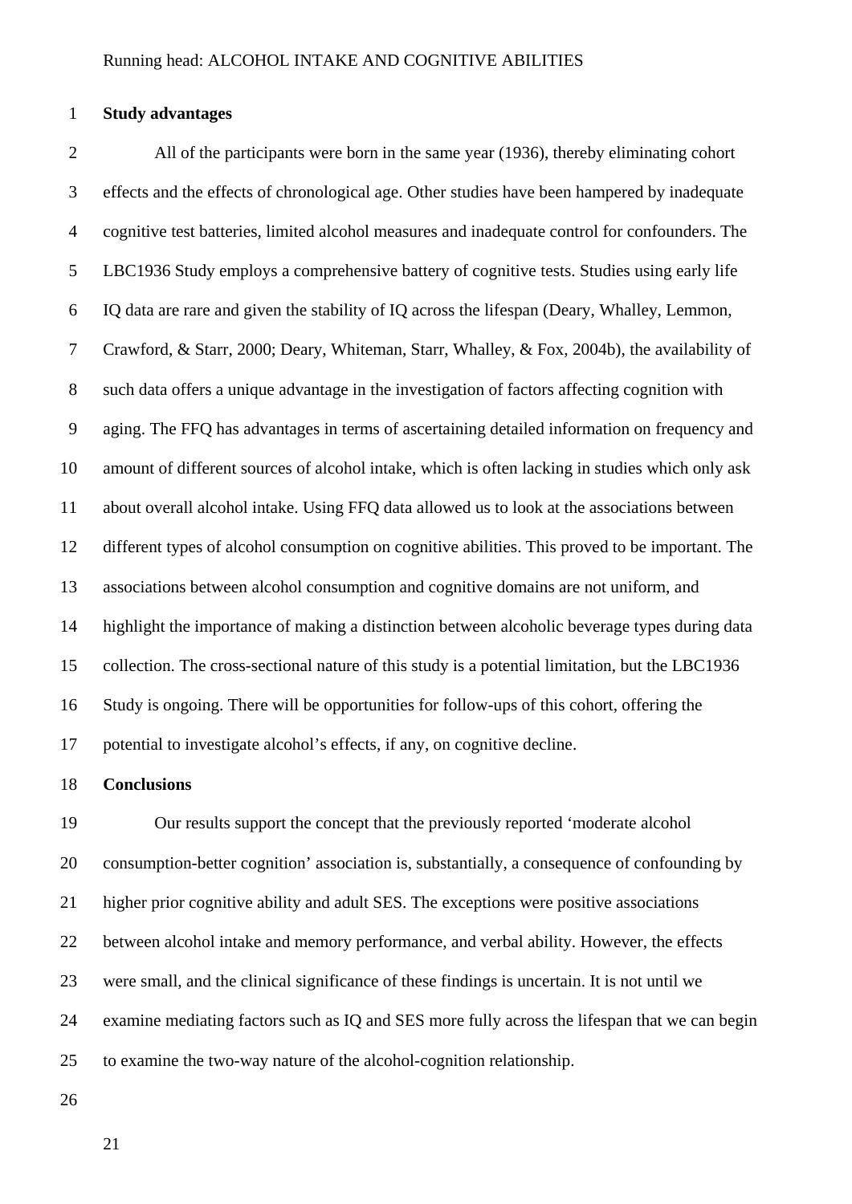**Study advantages**

All of the participants were born in the same year (1936), thereby eliminating cohort effects and the effects of chronological age. Other studies have been hampered by inadequate cognitive test batteries, limited alcohol measures and inadequate control for confounders. The LBC1936 Study employs a comprehensive battery of cognitive tests. Studies using early life IQ data are rare and given the stability of IQ across the lifespan (Deary, Whalley, Lemmon, Crawford, & Starr, 2000; Deary, Whiteman, Starr, Whalley, & Fox, 2004b), the availability of such data offers a unique advantage in the investigation of factors affecting cognition with aging. The FFQ has advantages in terms of ascertaining detailed information on frequency and amount of different sources of alcohol intake, which is often lacking in studies which only ask about overall alcohol intake. Using FFQ data allowed us to look at the associations between different types of alcohol consumption on cognitive abilities. This proved to be important. The associations between alcohol consumption and cognitive domains are not uniform, and highlight the importance of making a distinction between alcoholic beverage types during data collection. The cross-sectional nature of this study is a potential limitation, but the LBC1936 Study is ongoing. There will be opportunities for follow-ups of this cohort, offering the potential to investigate alcohol's effects, if any, on cognitive decline.

**Conclusions**

Our results support the concept that the previously reported 'moderate alcohol consumption-better cognition' association is, substantially, a consequence of confounding by higher prior cognitive ability and adult SES. The exceptions were positive associations between alcohol intake and memory performance, and verbal ability. However, the effects were small, and the clinical significance of these findings is uncertain. It is not until we examine mediating factors such as IQ and SES more fully across the lifespan that we can begin to examine the two-way nature of the alcohol-cognition relationship.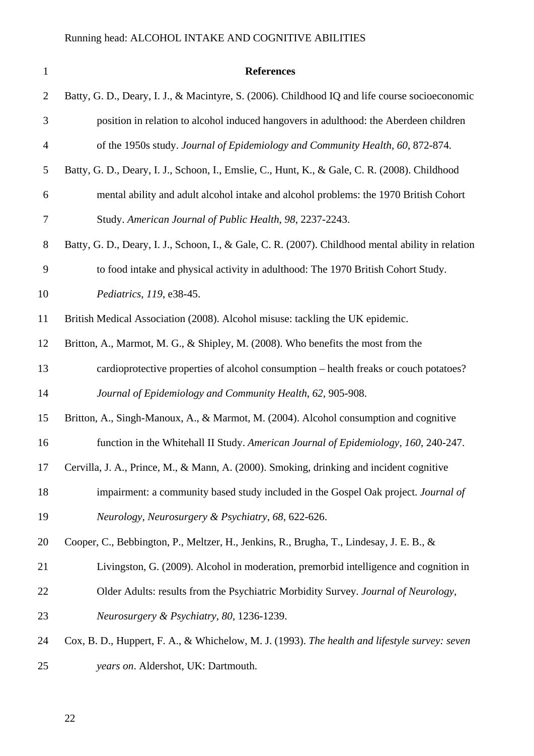## References

Batty, G. D., Deary, I. J., & Macintyre, S. (2006). Childhood IQ and life course socioeconomic position in relation to alcohol induced hangovers in adulthood: the Aberdeen children of the 1950s study. *Journal of Epidemiology and Community Health*, *60*, 872-874.

Batty, G. D., Deary, I. J., Schoon, I., Emslie, C., Hunt, K., & Gale, C. R. (2008). Childhood mental ability and adult alcohol intake and alcohol problems: the 1970 British Cohort Study. *American Journal of Public Health*, *98*, 2237-2243.

Batty, G. D., Deary, I. J., Schoon, I., & Gale, C. R. (2007). Childhood mental ability in relation to food intake and physical activity in adulthood: The 1970 British Cohort Study. *Pediatrics*, *119*, e38-45.

British Medical Association (2008). Alcohol misuse: tackling the UK epidemic.

Britton, A., Marmot, M. G., & Shipley, M. (2008). Who benefits the most from the cardioprotective properties of alcohol consumption – health freaks or couch potatoes? *Journal of Epidemiology and Community Health*, *62*, 905-908.

Britton, A., Singh-Manoux, A., & Marmot, M. (2004). Alcohol consumption and cognitive function in the Whitehall II Study. *American Journal of Epidemiology*, *160*, 240-247.

Cervilla, J. A., Prince, M., & Mann, A. (2000). Smoking, drinking and incident cognitive impairment: a community based study included in the Gospel Oak project. *Journal of Neurology, Neurosurgery & Psychiatry*, *68*, 622-626.

Cooper, C., Bebbington, P., Meltzer, H., Jenkins, R., Brugha, T., Lindesay, J. E. B., & Livingston, G. (2009). Alcohol in moderation, premorbid intelligence and cognition in Older Adults: results from the Psychiatric Morbidity Survey. *Journal of Neurology, Neurosurgery & Psychiatry*, *80*, 1236-1239.

Cox, B. D., Huppert, F. A., & Whichelow, M. J. (1993). *The health and lifestyle survey: seven years on*. Aldershot, UK: Dartmouth.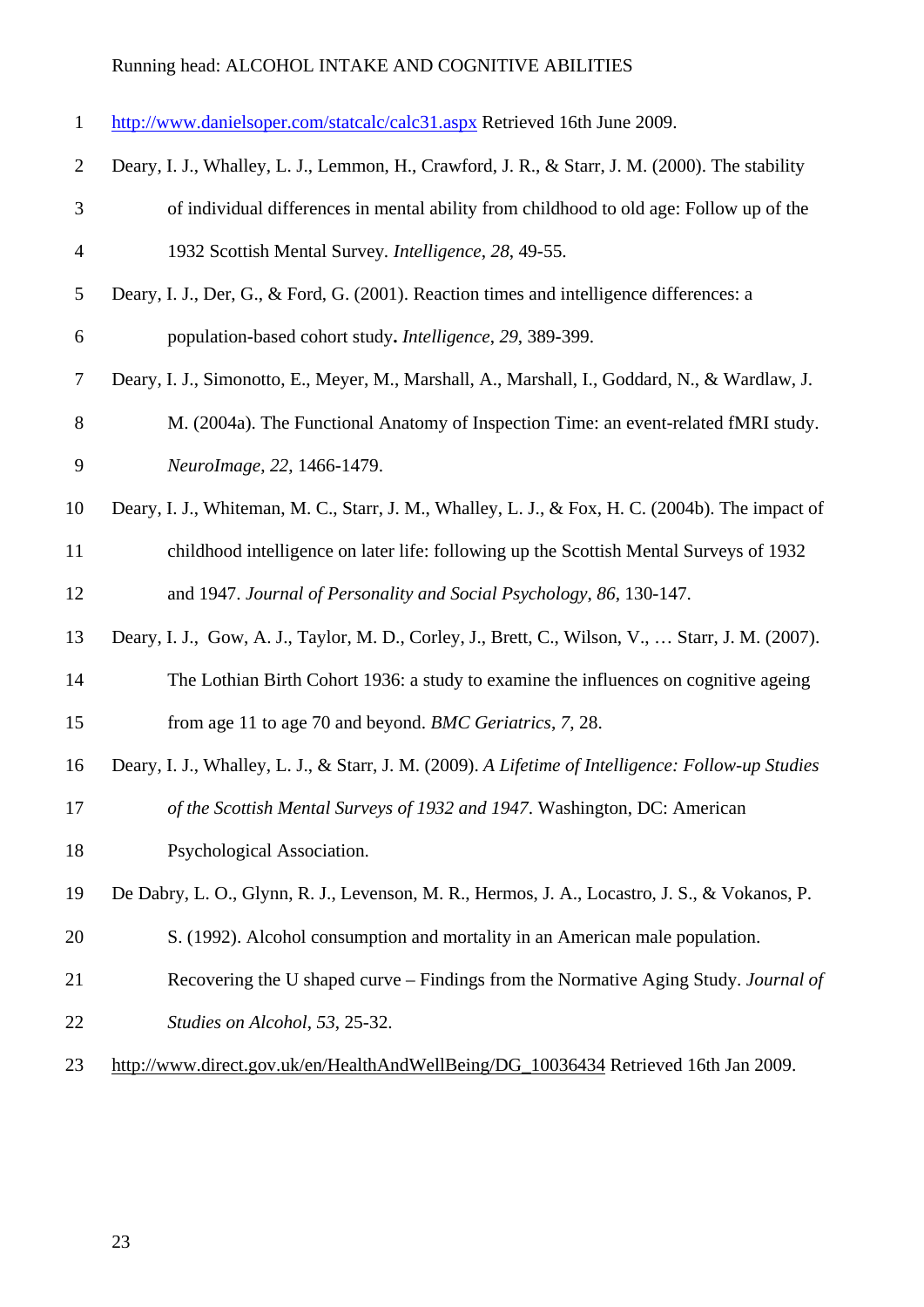http://www.danielsoper.com/statcalc/calc31.aspx Retrieved 16th June 2009.

Deary, I. J., Whalley, L. J., Lemmon, H., Crawford, J. R., & Starr, J. M. (2000). The stability of individual differences in mental ability from childhood to old age: Follow up of the 1932 Scottish Mental Survey. *Intelligence*, *28*, 49-55.

Deary, I. J., Der, G., & Ford, G. (2001). Reaction times and intelligence differences: a population-based cohort study**.** *Intelligence*, *29*, 389-399.

Deary, I. J., Simonotto, E., Meyer, M., Marshall, A., Marshall, I., Goddard, N., & Wardlaw, J. M. (2004a). The Functional Anatomy of Inspection Time: an event-related fMRI study. *NeuroImage*, *22*, 1466-1479.

Deary, I. J., Whiteman, M. C., Starr, J. M., Whalley, L. J., & Fox, H. C. (2004b). The impact of childhood intelligence on later life: following up the Scottish Mental Surveys of 1932 and 1947. *Journal of Personality and Social Psychology*, *86*, 130-147.

Deary, I. J., Gow, A. J., Taylor, M. D., Corley, J., Brett, C., Wilson, V., … Starr, J. M. (2007). The Lothian Birth Cohort 1936: a study to examine the influences on cognitive ageing from age 11 to age 70 and beyond. *BMC Geriatrics*, *7*, 28.

Deary, I. J., Whalley, L. J., & Starr, J. M. (2009). *A Lifetime of Intelligence: Follow-up Studies of the Scottish Mental Surveys of 1932 and 1947*. Washington, DC: American Psychological Association.

De Dabry, L. O., Glynn, R. J., Levenson, M. R., Hermos, J. A., Locastro, J. S., & Vokanos, P. S. (1992). Alcohol consumption and mortality in an American male population. Recovering the U shaped curve – Findings from the Normative Aging Study. *Journal of Studies on Alcohol*, *53*, 25-32.

http://www.direct.gov.uk/en/HealthAndWellBeing/DG_10036434 Retrieved 16th Jan 2009.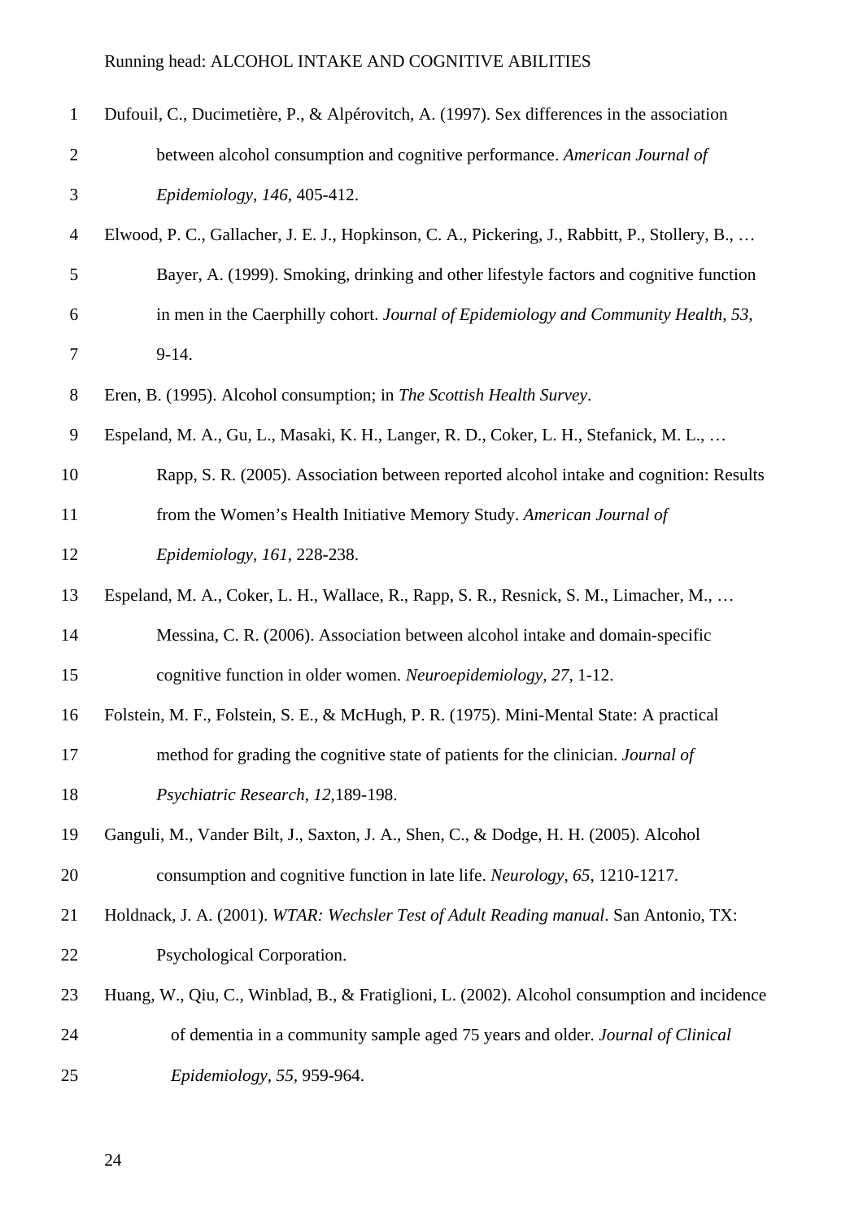Dufouil, C., Ducimetière, P., & Alpérovitch, A. (1997). Sex differences in the association between alcohol consumption and cognitive performance. *American Journal of Epidemiology*, *146*, 405-412.

Elwood, P. C., Gallacher, J. E. J., Hopkinson, C. A., Pickering, J., Rabbitt, P., Stollery, B., … Bayer, A. (1999). Smoking, drinking and other lifestyle factors and cognitive function in men in the Caerphilly cohort. *Journal of Epidemiology and Community Health*, *53*, 9-14.

Eren, B. (1995). Alcohol consumption; in *The Scottish Health Survey*.

Espeland, M. A., Gu, L., Masaki, K. H., Langer, R. D., Coker, L. H., Stefanick, M. L., … Rapp, S. R. (2005). Association between reported alcohol intake and cognition: Results from the Women's Health Initiative Memory Study. *American Journal of Epidemiology*, *161*, 228-238.

Espeland, M. A., Coker, L. H., Wallace, R., Rapp, S. R., Resnick, S. M., Limacher, M., … Messina, C. R. (2006). Association between alcohol intake and domain-specific cognitive function in older women. *Neuroepidemiology*, *27*, 1-12.

Folstein, M. F., Folstein, S. E., & McHugh, P. R. (1975). Mini-Mental State: A practical method for grading the cognitive state of patients for the clinician. *Journal of Psychiatric Research*, *12*,189-198.

Ganguli, M., Vander Bilt, J., Saxton, J. A., Shen, C., & Dodge, H. H. (2005). Alcohol consumption and cognitive function in late life. *Neurology*, *65*, 1210-1217.

Holdnack, J. A. (2001). *WTAR: Wechsler Test of Adult Reading manual*. San Antonio, TX: Psychological Corporation.

Huang, W., Qiu, C., Winblad, B., & Fratiglioni, L. (2002). Alcohol consumption and incidence of dementia in a community sample aged 75 years and older. *Journal of Clinical Epidemiology*, *55*, 959-964.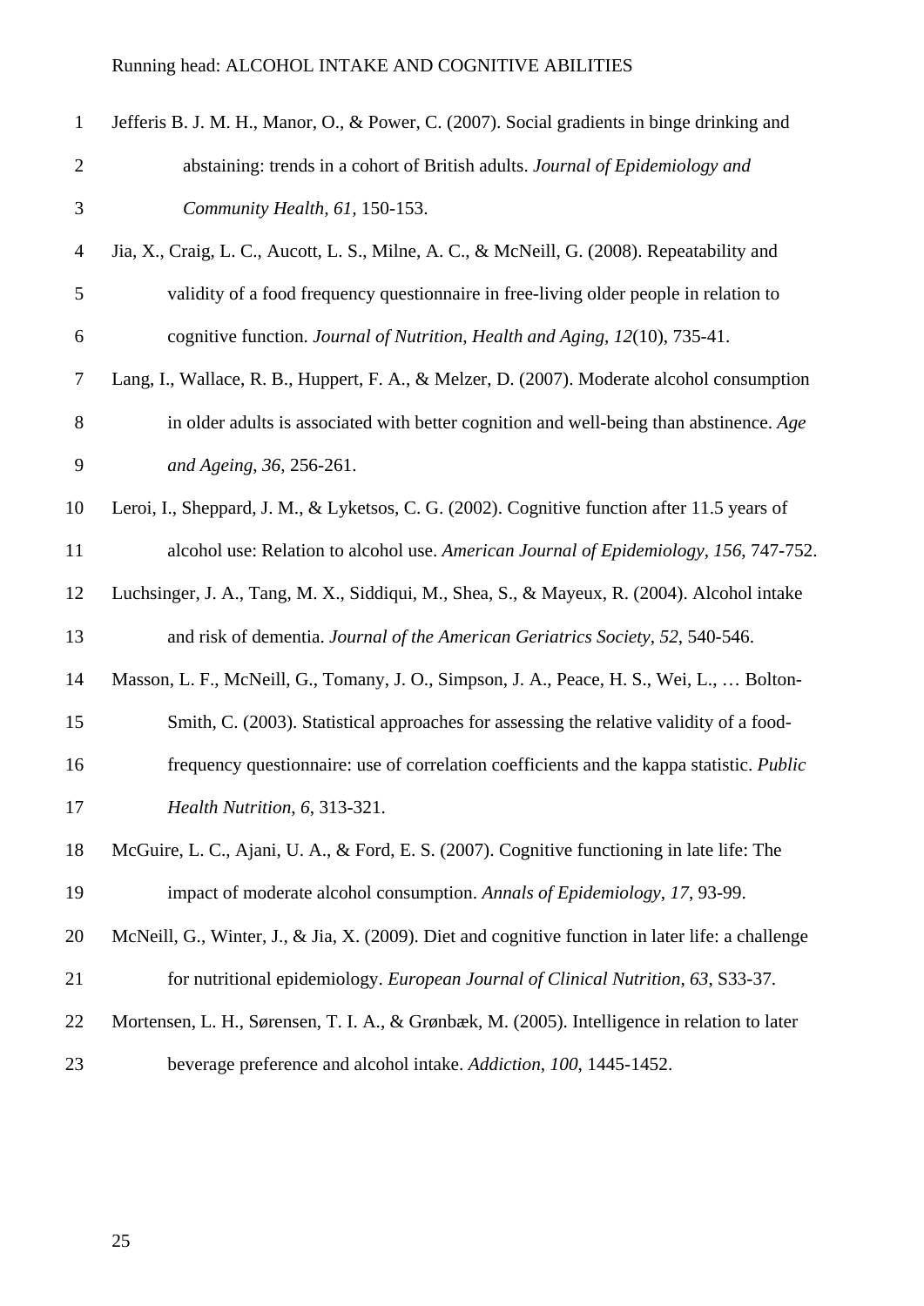Jefferis B. J. M. H., Manor, O., & Power, C. (2007). Social gradients in binge drinking and abstaining: trends in a cohort of British adults. *Journal of Epidemiology and Community Health*, *61*, 150-153.

Jia, X., Craig, L. C., Aucott, L. S., Milne, A. C., & McNeill, G. (2008). Repeatability and validity of a food frequency questionnaire in free-living older people in relation to cognitive function. *Journal of Nutrition, Health and Aging*, *12*(10), 735-41.

Lang, I., Wallace, R. B., Huppert, F. A., & Melzer, D. (2007). Moderate alcohol consumption in older adults is associated with better cognition and well-being than abstinence. *Age and Ageing*, *36*, 256-261.

Leroi, I., Sheppard, J. M., & Lyketsos, C. G. (2002). Cognitive function after 11.5 years of alcohol use: Relation to alcohol use. *American Journal of Epidemiology*, *156*, 747-752.

Luchsinger, J. A., Tang, M. X., Siddiqui, M., Shea, S., & Mayeux, R. (2004). Alcohol intake and risk of dementia. *Journal of the American Geriatrics Society*, *52*, 540-546.

Masson, L. F., McNeill, G., Tomany, J. O., Simpson, J. A., Peace, H. S., Wei, L., … Bolton-Smith, C. (2003). Statistical approaches for assessing the relative validity of a food-frequency questionnaire: use of correlation coefficients and the kappa statistic. *Public Health Nutrition*, *6*, 313-321.

McGuire, L. C., Ajani, U. A., & Ford, E. S. (2007). Cognitive functioning in late life: The impact of moderate alcohol consumption. *Annals of Epidemiology*, *17*, 93-99.

McNeill, G., Winter, J., & Jia, X. (2009). Diet and cognitive function in later life: a challenge for nutritional epidemiology. *European Journal of Clinical Nutrition*, *63*, S33-37.

Mortensen, L. H., Sørensen, T. I. A., & Grønbæk, M. (2005). Intelligence in relation to later beverage preference and alcohol intake. *Addiction*, *100*, 1445-1452.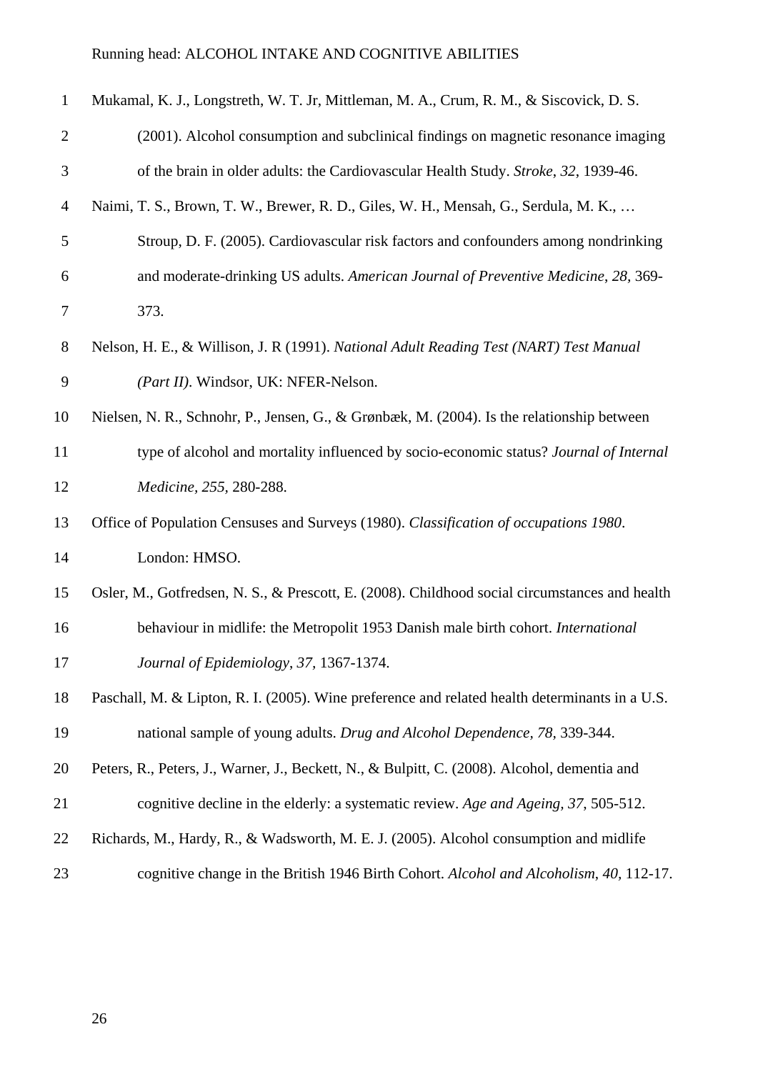Mukamal, K. J., Longstreth, W. T. Jr, Mittleman, M. A., Crum, R. M., & Siscovick, D. S. (2001). Alcohol consumption and subclinical findings on magnetic resonance imaging of the brain in older adults: the Cardiovascular Health Study. *Stroke*, *32*, 1939-46.

Naimi, T. S., Brown, T. W., Brewer, R. D., Giles, W. H., Mensah, G., Serdula, M. K., … Stroup, D. F. (2005). Cardiovascular risk factors and confounders among nondrinking and moderate-drinking US adults. *American Journal of Preventive Medicine*, *28*, 369-373.

Nelson, H. E., & Willison, J. R (1991). *National Adult Reading Test (NART) Test Manual (Part II)*. Windsor, UK: NFER-Nelson.

Nielsen, N. R., Schnohr, P., Jensen, G., & Grønbæk, M. (2004). Is the relationship between type of alcohol and mortality influenced by socio-economic status? *Journal of Internal Medicine*, *255*, 280-288.

Office of Population Censuses and Surveys (1980). *Classification of occupations 1980*. London: HMSO.

Osler, M., Gotfredsen, N. S., & Prescott, E. (2008). Childhood social circumstances and health behaviour in midlife: the Metropolit 1953 Danish male birth cohort. *International Journal of Epidemiology*, *37*, 1367-1374.

Paschall, M. & Lipton, R. I. (2005). Wine preference and related health determinants in a U.S. national sample of young adults. *Drug and Alcohol Dependence*, *78*, 339-344.

Peters, R., Peters, J., Warner, J., Beckett, N., & Bulpitt, C. (2008). Alcohol, dementia and cognitive decline in the elderly: a systematic review. *Age and Ageing*, *37*, 505-512.

Richards, M., Hardy, R., & Wadsworth, M. E. J. (2005). Alcohol consumption and midlife cognitive change in the British 1946 Birth Cohort. *Alcohol and Alcoholism*, *40*, 112-17.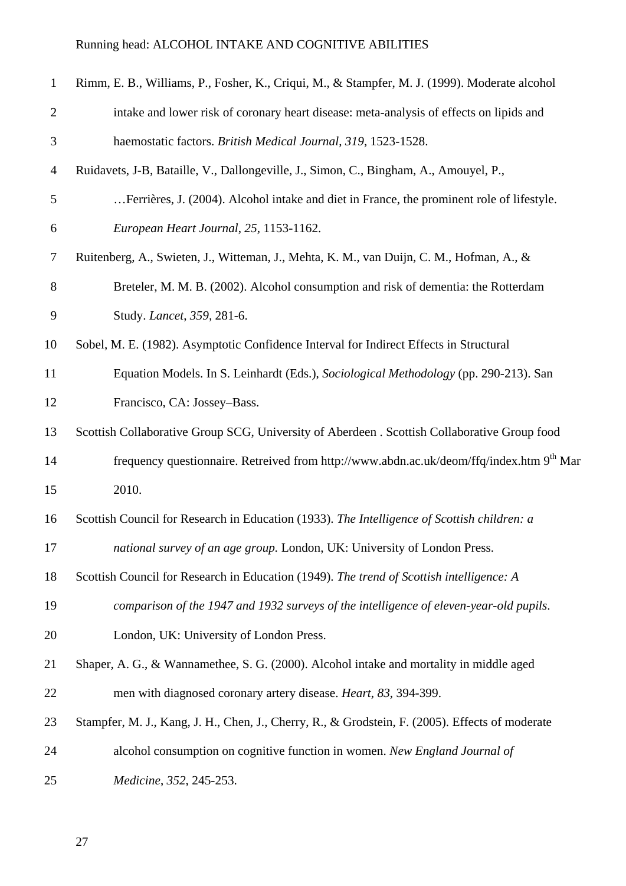Rimm, E. B., Williams, P., Fosher, K., Criqui, M., & Stampfer, M. J. (1999). Moderate alcohol intake and lower risk of coronary heart disease: meta-analysis of effects on lipids and haemostatic factors. *British Medical Journal*, *319*, 1523-1528.

Ruidavets, J-B, Bataille, V., Dallongeville, J., Simon, C., Bingham, A., Amouyel, P., …Ferrières, J. (2004). Alcohol intake and diet in France, the prominent role of lifestyle. *European Heart Journal*, *25*, 1153-1162.

Ruitenberg, A., Swieten, J., Witteman, J., Mehta, K. M., van Duijn, C. M., Hofman, A., & Breteler, M. M. B. (2002). Alcohol consumption and risk of dementia: the Rotterdam Study. *Lancet*, *359*, 281-6.

Sobel, M. E. (1982). Asymptotic Confidence Interval for Indirect Effects in Structural Equation Models. In S. Leinhardt (Eds.), *Sociological Methodology* (pp. 290-213). San Francisco, CA: Jossey–Bass.

Scottish Collaborative Group SCG, University of Aberdeen . Scottish Collaborative Group food frequency questionnaire. Retreived from http://www.abdn.ac.uk/deom/ffq/index.htm 9th Mar 2010.

Scottish Council for Research in Education (1933). *The Intelligence of Scottish children: a national survey of an age group.* London, UK: University of London Press.

Scottish Council for Research in Education (1949). *The trend of Scottish intelligence: A comparison of the 1947 and 1932 surveys of the intelligence of eleven-year-old pupils*. London, UK: University of London Press.

Shaper, A. G., & Wannamethee, S. G. (2000). Alcohol intake and mortality in middle aged men with diagnosed coronary artery disease. *Heart*, *83*, 394-399.

Stampfer, M. J., Kang, J. H., Chen, J., Cherry, R., & Grodstein, F. (2005). Effects of moderate alcohol consumption on cognitive function in women. *New England Journal of Medicine*, *352*, 245-253.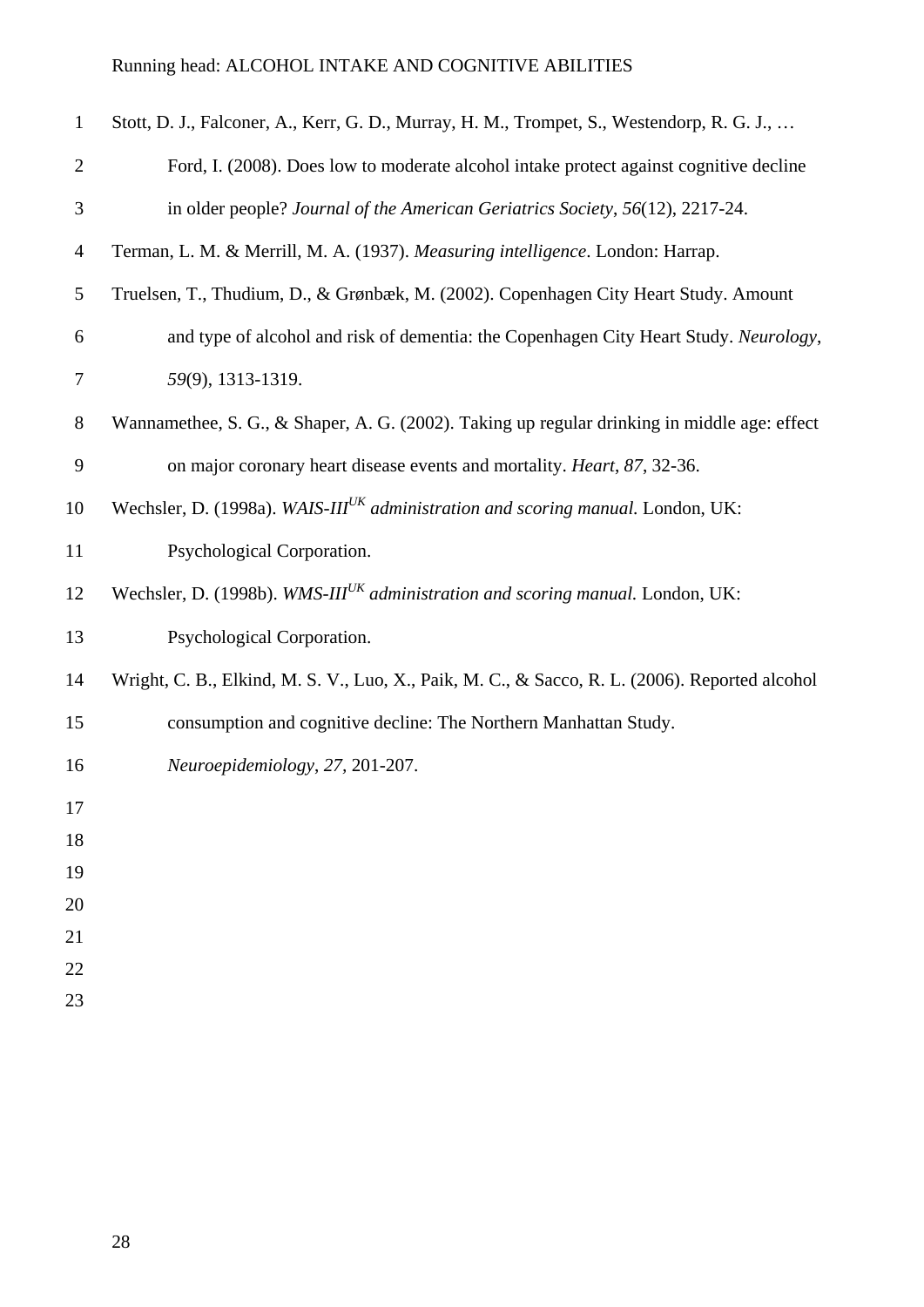Stott, D. J., Falconer, A., Kerr, G. D., Murray, H. M., Trompet, S., Westendorp, R. G. J., … Ford, I. (2008). Does low to moderate alcohol intake protect against cognitive decline in older people? *Journal of the American Geriatrics Society*, *56*(12), 2217-24.

Terman, L. M. & Merrill, M. A. (1937). *Measuring intelligence*. London: Harrap.

Truelsen, T., Thudium, D., & Grønbæk, M. (2002). Copenhagen City Heart Study. Amount and type of alcohol and risk of dementia: the Copenhagen City Heart Study. *Neurology*, *59*(9), 1313-1319.

Wannamethee, S. G., & Shaper, A. G. (2002). Taking up regular drinking in middle age: effect on major coronary heart disease events and mortality. *Heart*, *87*, 32-36.

Wechsler, D. (1998a). *WAIS-III$^{UK}$ administration and scoring manual.* London, UK: Psychological Corporation.

Wechsler, D. (1998b). *WMS-III$^{UK}$ administration and scoring manual.* London, UK: Psychological Corporation.

Wright, C. B., Elkind, M. S. V., Luo, X., Paik, M. C., & Sacco, R. L. (2006). Reported alcohol consumption and cognitive decline: The Northern Manhattan Study. *Neuroepidemiology*, *27*, 201-207.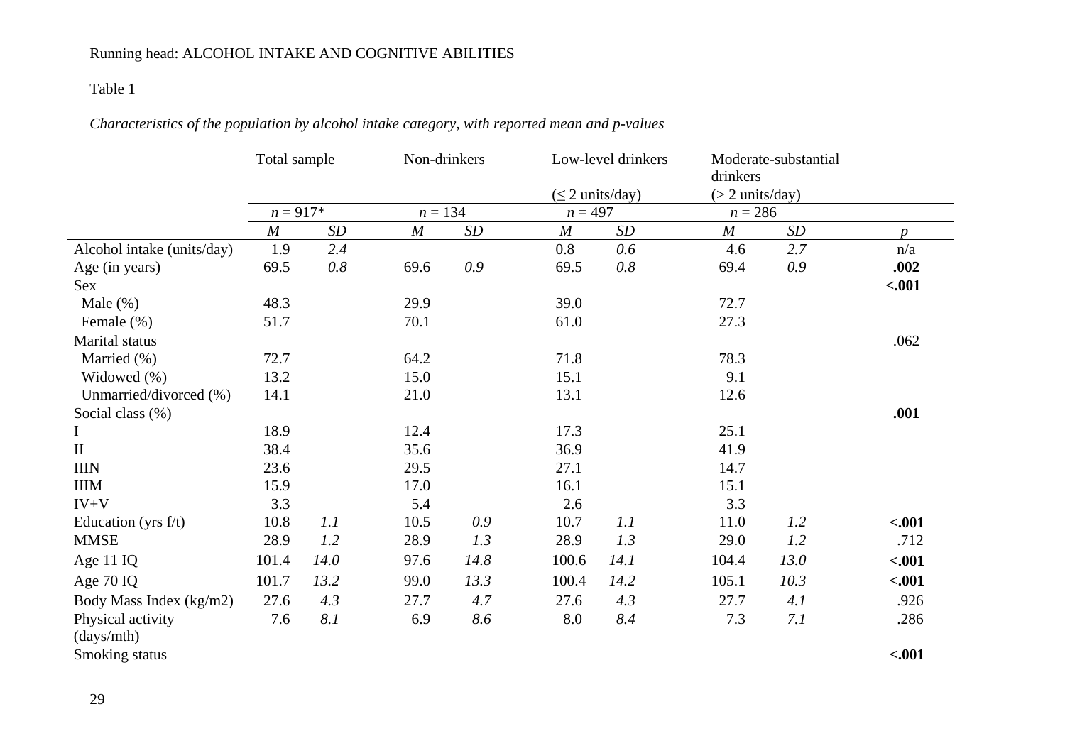Table 1

*Characteristics of the population by alcohol intake category, with reported mean and p-values*

| | Total sample | | Non-drinkers | | Low-level drinkers (≤ 2 units/day) | | Moderate-substantial drinkers (> 2 units/day) | | |
|---|---|---|---|---|---|---|---|---|---|
| | *n* = 917* | | *n* = 134 | | *n* = 497 | | *n* = 286 | | |
| | *M* | *SD* | *M* | *SD* | *M* | *SD* | *M* | *SD* | *p* |
| Alcohol intake (units/day) | 1.9 | *2.4* | | | 0.8 | *0.6* | 4.6 | *2.7* | n/a |
| Age (in years) | 69.5 | *0.8* | 69.6 | *0.9* | 69.5 | *0.8* | 69.4 | *0.9* | **.002** |
| Sex | | | | | | | | | **<.001** |
| Male (%) | 48.3 | | 29.9 | | 39.0 | | 72.7 | | |
| Female (%) | 51.7 | | 70.1 | | 61.0 | | 27.3 | | |
| Marital status | | | | | | | | | .062 |
| Married (%) | 72.7 | | 64.2 | | 71.8 | | 78.3 | | |
| Widowed (%) | 13.2 | | 15.0 | | 15.1 | | 9.1 | | |
| Unmarried/divorced (%) | 14.1 | | 21.0 | | 13.1 | | 12.6 | | |
| Social class (%) | | | | | | | | | **.001** |
| I | 18.9 | | 12.4 | | 17.3 | | 25.1 | | |
| II | 38.4 | | 35.6 | | 36.9 | | 41.9 | | |
| IIIN | 23.6 | | 29.5 | | 27.1 | | 14.7 | | |
| IIIM | 15.9 | | 17.0 | | 16.1 | | 15.1 | | |
| IV+V | 3.3 | | 5.4 | | 2.6 | | 3.3 | | |
| Education (yrs f/t) | 10.8 | *1.1* | 10.5 | *0.9* | 10.7 | *1.1* | 11.0 | *1.2* | **<.001** |
| MMSE | 28.9 | *1.2* | 28.9 | *1.3* | 28.9 | *1.3* | 29.0 | *1.2* | .712 |
| Age 11 IQ | 101.4 | *14.0* | 97.6 | *14.8* | 100.6 | *14.1* | 104.4 | *13.0* | **<.001** |
| Age 70 IQ | 101.7 | *13.2* | 99.0 | *13.3* | 100.4 | *14.2* | 105.1 | *10.3* | **<.001** |
| Body Mass Index (kg/m2) | 27.6 | *4.3* | 27.7 | *4.7* | 27.6 | *4.3* | 27.7 | *4.1* | .926 |
| Physical activity (days/mth) | 7.6 | *8.1* | 6.9 | *8.6* | 8.0 | *8.4* | 7.3 | *7.1* | .286 |
| Smoking status | | | | | | | | | **<.001** |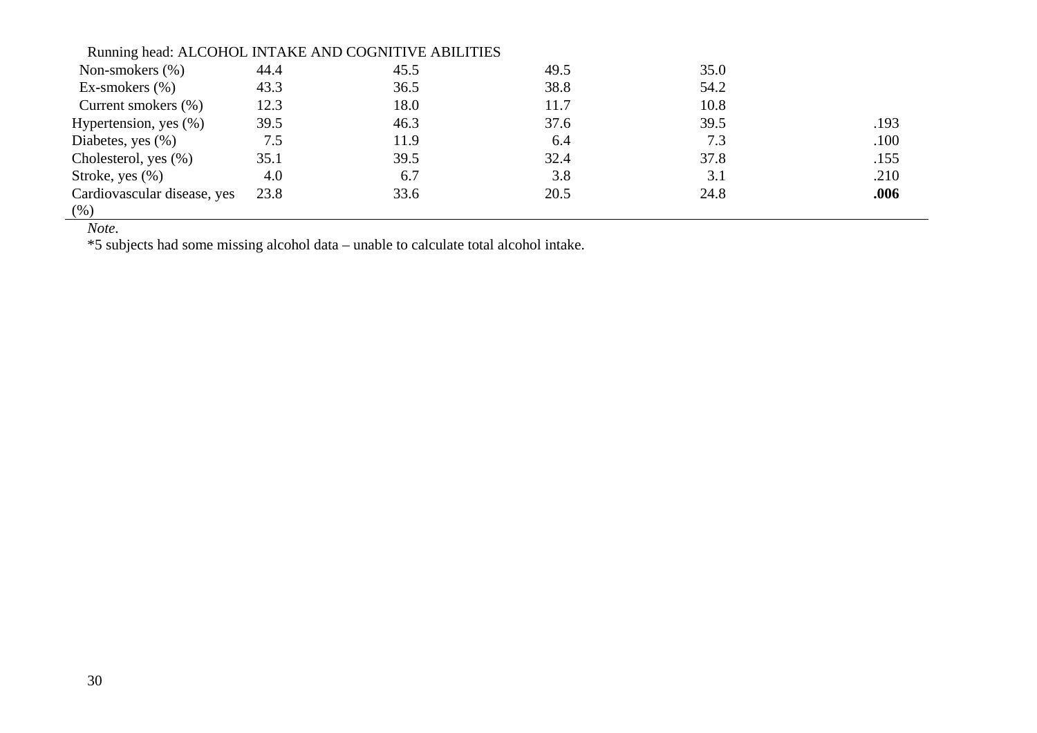|  |  |  |  |  |  |
|---|---|---|---|---|---|
| Non-smokers (%) | 44.4 | 45.5 | 49.5 | 35.0 |  |
| Ex-smokers (%) | 43.3 | 36.5 | 38.8 | 54.2 |  |
| Current smokers (%) | 12.3 | 18.0 | 11.7 | 10.8 |  |
| Hypertension, yes (%) | 39.5 | 46.3 | 37.6 | 39.5 | .193 |
| Diabetes, yes (%) | 7.5 | 11.9 | 6.4 | 7.3 | .100 |
| Cholesterol, yes (%) | 35.1 | 39.5 | 32.4 | 37.8 | .155 |
| Stroke, yes (%) | 4.0 | 6.7 | 3.8 | 3.1 | .210 |
| Cardiovascular disease, yes (%) | 23.8 | 33.6 | 20.5 | 24.8 | **.006** |

*Note*.

*5 subjects had some missing alcohol data – unable to calculate total alcohol intake.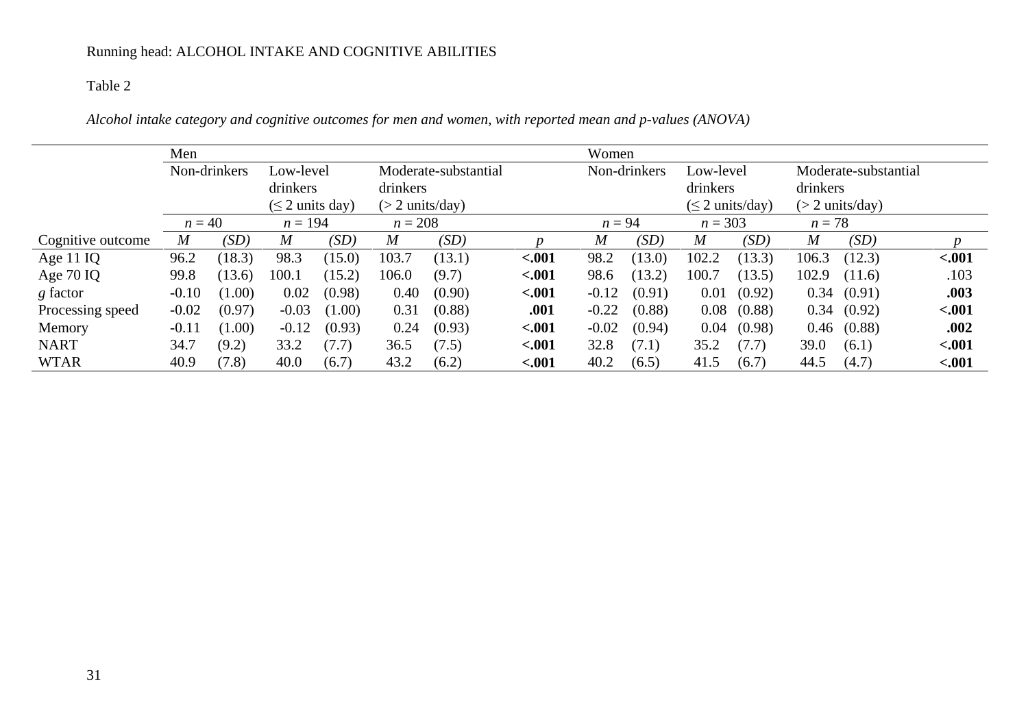Table 2

*Alcohol intake category and cognitive outcomes for men and women, with reported mean and p-values (ANOVA)*

| | Men | | | | | | | Women | | | | | | |
|---|---|---|---|---|---|---|---|---|---|---|---|---|---|---|
| | Non-drinkers | | Low-level drinkers (≤ 2 units day) | | Moderate-substantial drinkers (> 2 units/day) | | | Non-drinkers | | Low-level drinkers (≤ 2 units/day) | | Moderate-substantial drinkers (> 2 units/day) | | |
| | *n* = 40 | | *n* = 194 | | *n* = 208 | | | *n* = 94 | | *n* = 303 | | *n* = 78 | | |
| Cognitive outcome | *M* | *(SD)* | *M* | *(SD)* | *M* | *(SD)* | *p* | *M* | *(SD)* | *M* | *(SD)* | *M* | *(SD)* | *p* |
| Age 11 IQ | 96.2 | (18.3) | 98.3 | (15.0) | 103.7 | (13.1) | **<.001** | 98.2 | (13.0) | 102.2 | (13.3) | 106.3 | (12.3) | **<.001** |
| Age 70 IQ | 99.8 | (13.6) | 100.1 | (15.2) | 106.0 | (9.7) | **<.001** | 98.6 | (13.2) | 100.7 | (13.5) | 102.9 | (11.6) | .103 |
| *g* factor | -0.10 | (1.00) | 0.02 | (0.98) | 0.40 | (0.90) | **<.001** | -0.12 | (0.91) | 0.01 | (0.92) | 0.34 | (0.91) | **.003** |
| Processing speed | -0.02 | (0.97) | -0.03 | (1.00) | 0.31 | (0.88) | **.001** | -0.22 | (0.88) | 0.08 | (0.88) | 0.34 | (0.92) | **<.001** |
| Memory | -0.11 | (1.00) | -0.12 | (0.93) | 0.24 | (0.93) | **<.001** | -0.02 | (0.94) | 0.04 | (0.98) | 0.46 | (0.88) | **.002** |
| NART | 34.7 | (9.2) | 33.2 | (7.7) | 36.5 | (7.5) | **<.001** | 32.8 | (7.1) | 35.2 | (7.7) | 39.0 | (6.1) | **<.001** |
| WTAR | 40.9 | (7.8) | 40.0 | (6.7) | 43.2 | (6.2) | **<.001** | 40.2 | (6.5) | 41.5 | (6.7) | 44.5 | (4.7) | **<.001** |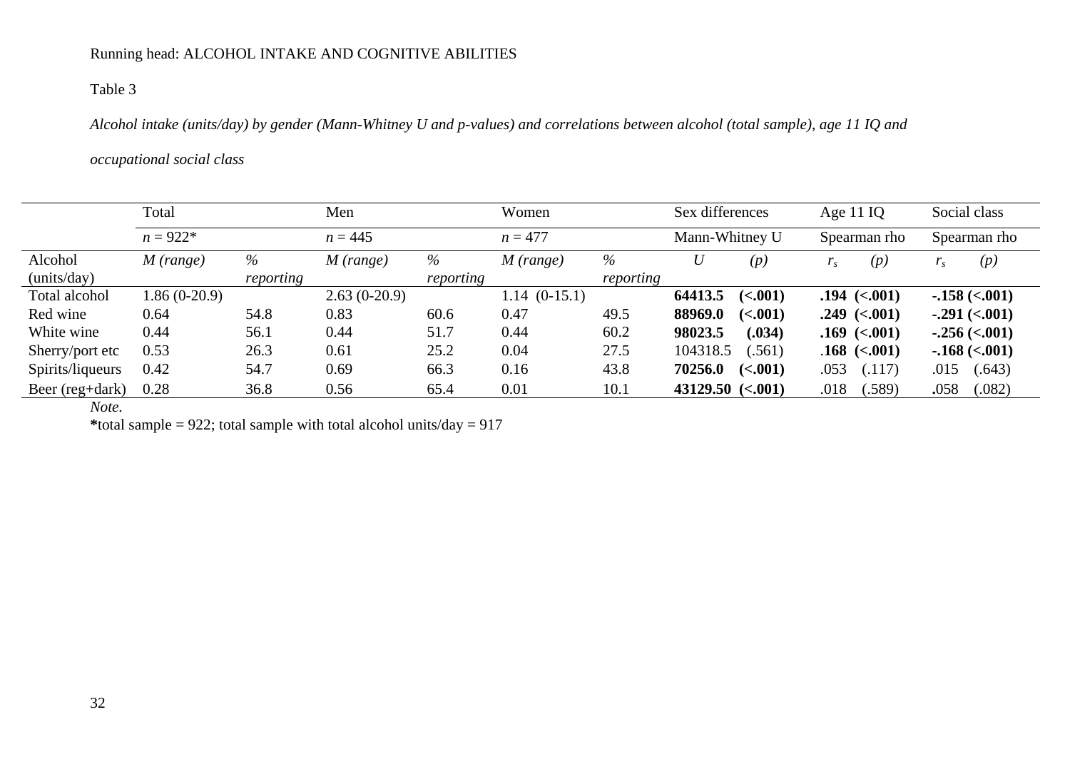Table 3

*Alcohol intake (units/day) by gender (Mann-Whitney U and p-values) and correlations between alcohol (total sample), age 11 IQ and occupational social class*

| | Total | | Men | | Women | | Sex differences | | Age 11 IQ | | Social class | |
|---|---|---|---|---|---|---|---|---|---|---|---|---|
| | $n$ = 922* | | $n$ = 445 | | $n$ = 477 | | Mann-Whitney U | | Spearman rho | | Spearman rho | |
| Alcohol (units/day) | *M (range)* | *% reporting* | *M (range)* | *% reporting* | *M (range)* | *% reporting* | *U* | *(p)* | $r_s$ | *(p)* | $r_s$ | *(p)* |
| Total alcohol | 1.86 (0-20.9) | | 2.63 (0-20.9) | | 1.14 (0-15.1) | | **64413.5** | **(<.001)** | **.194** | **(<.001)** | **-.158** | **(<.001)** |
| Red wine | 0.64 | 54.8 | 0.83 | 60.6 | 0.47 | 49.5 | **88969.0** | **(<.001)** | **.249** | **(<.001)** | **-.291** | **(<.001)** |
| White wine | 0.44 | 56.1 | 0.44 | 51.7 | 0.44 | 60.2 | **98023.5** | **(.034)** | **.169** | **(<.001)** | **-.256** | **(<.001)** |
| Sherry/port etc | 0.53 | 26.3 | 0.61 | 25.2 | 0.04 | 27.5 | 104318.5 | (.561) | **.168** | **(<.001)** | **-.168** | **(<.001)** |
| Spirits/liqueurs | 0.42 | 54.7 | 0.69 | 66.3 | 0.16 | 43.8 | **70256.0** | **(<.001)** | .053 | (.117) | .015 | (.643) |
| Beer (reg+dark) | 0.28 | 36.8 | 0.56 | 65.4 | 0.01 | 10.1 | **43129.50** | **(<.001)** | .018 | (.589) | .058 | (.082) |

*Note.*

**\***total sample = 922; total sample with total alcohol units/day = 917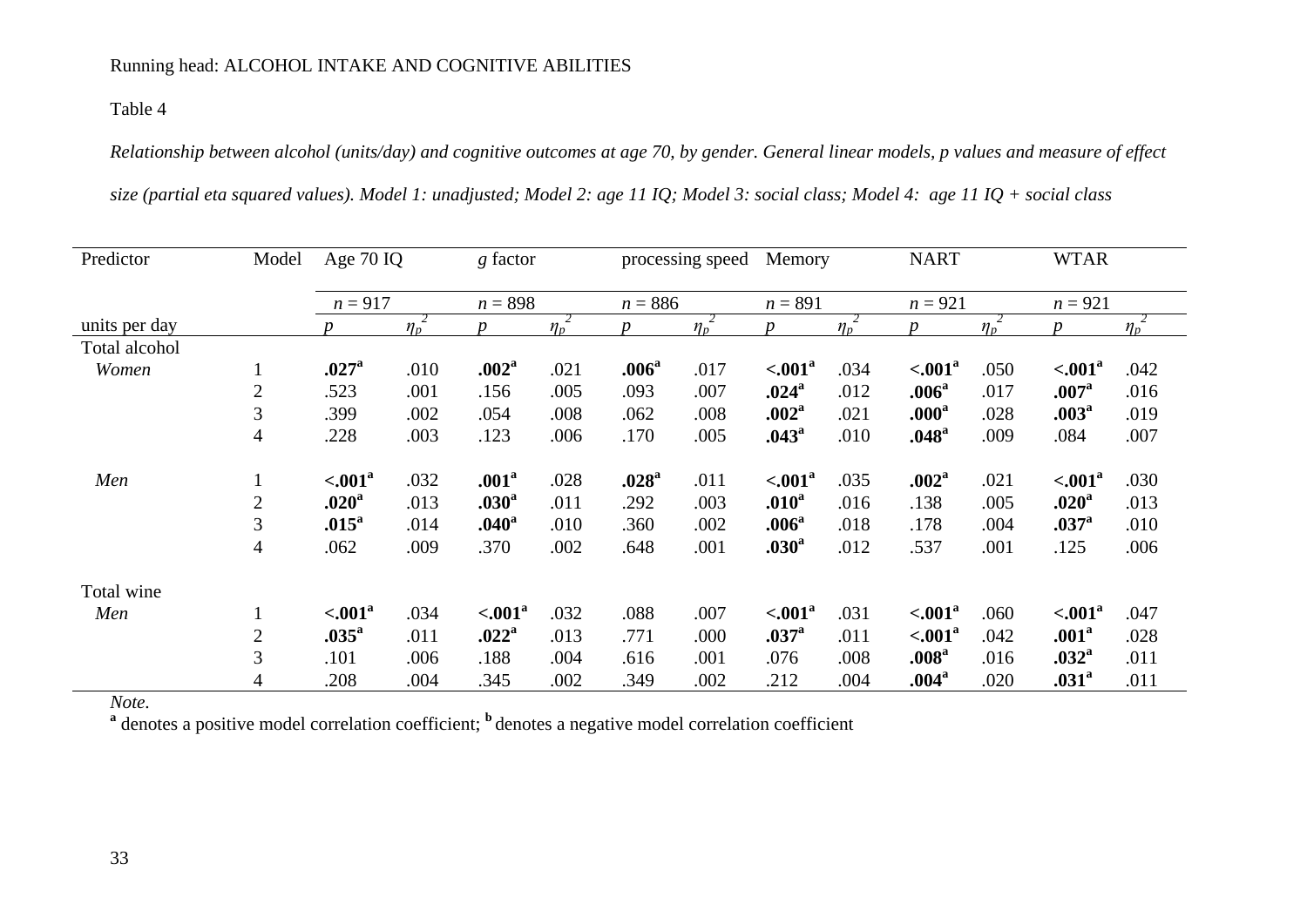Table 4

*Relationship between alcohol (units/day) and cognitive outcomes at age 70, by gender. General linear models, p values and measure of effect size (partial eta squared values). Model 1: unadjusted; Model 2: age 11 IQ; Model 3: social class; Model 4: age 11 IQ + social class*

| Predictor | Model | Age 70 IQ | | *g* factor | | processing speed | | Memory | | NART | | WTAR | |
|---|---|---|---|---|---|---|---|---|---|---|---|---|---|
| | | $n$ = 917 | | $n$ = 898 | | $n$ = 886 | | $n$ = 891 | | $n$ = 921 | | $n$ = 921 | |
| units per day | | $p$ | $\eta_p^2$ | $p$ | $\eta_p^2$ | $p$ | $\eta_p^2$ | $p$ | $\eta_p^2$ | $p$ | $\eta_p^2$ | $p$ | $\eta_p^2$ |
| Total alcohol | | | | | | | | | | | | | |
| *Women* | 1 | **.027**[a] | .010 | **.002**[a] | .021 | **.006**[a] | .017 | **<.001**[a] | .034 | **<.001**[a] | .050 | **<.001**[a] | .042 |
| | 2 | .523 | .001 | .156 | .005 | .093 | .007 | **.024**[a] | .012 | **.006**[a] | .017 | **.007**[a] | .016 |
| | 3 | .399 | .002 | .054 | .008 | .062 | .008 | **.002**[a] | .021 | **.000**[a] | .028 | **.003**[a] | .019 |
| | 4 | .228 | .003 | .123 | .006 | .170 | .005 | **.043**[a] | .010 | **.048**[a] | .009 | .084 | .007 |
| *Men* | 1 | **<.001**[a] | .032 | **.001**[a] | .028 | **.028**[a] | .011 | **<.001**[a] | .035 | **.002**[a] | .021 | **<.001**[a] | .030 |
| | 2 | **.020**[a] | .013 | **.030**[a] | .011 | .292 | .003 | **.010**[a] | .016 | .138 | .005 | **.020**[a] | .013 |
| | 3 | **.015**[a] | .014 | **.040**[a] | .010 | .360 | .002 | **.006**[a] | .018 | .178 | .004 | **.037**[a] | .010 |
| | 4 | .062 | .009 | .370 | .002 | .648 | .001 | **.030**[a] | .012 | .537 | .001 | .125 | .006 |
| Total wine | | | | | | | | | | | | | |
| *Men* | 1 | **<.001**[a] | .034 | **<.001**[a] | .032 | .088 | .007 | **<.001**[a] | .031 | **<.001**[a] | .060 | **<.001**[a] | .047 |
| | 2 | **.035**[a] | .011 | **.022**[a] | .013 | .771 | .000 | **.037**[a] | .011 | **<.001**[a] | .042 | **.001**[a] | .028 |
| | 3 | .101 | .006 | .188 | .004 | .616 | .001 | .076 | .008 | **.008**[a] | .016 | **.032**[a] | .011 |
| | 4 | .208 | .004 | .345 | .002 | .349 | .002 | .212 | .004 | **.004**[a] | .020 | **.031**[a] | .011 |

*Note*.
[a] denotes a positive model correlation coefficient; [b] denotes a negative model correlation coefficient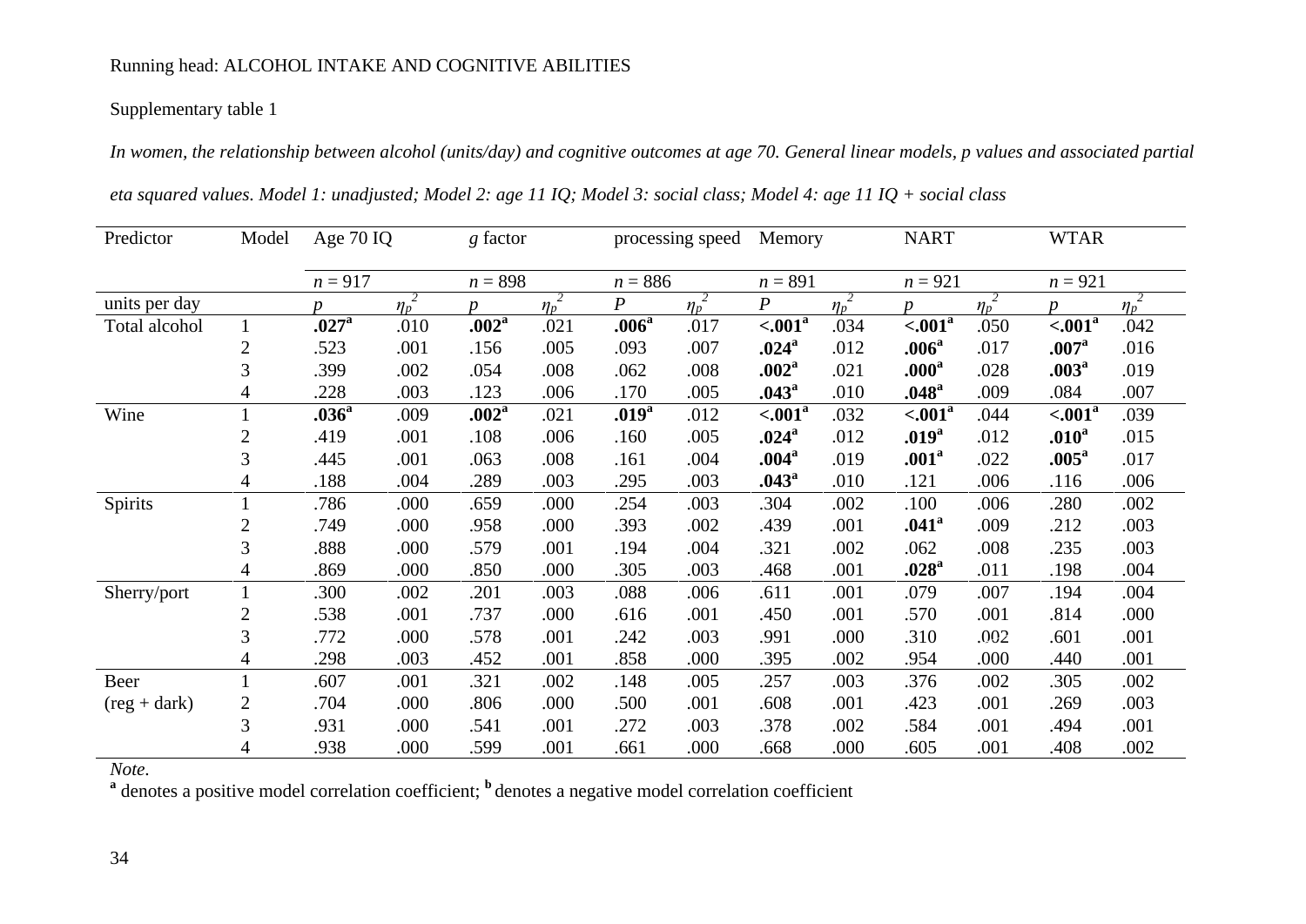Supplementary table 1

*In women, the relationship between alcohol (units/day) and cognitive outcomes at age 70. General linear models, p values and associated partial eta squared values. Model 1: unadjusted; Model 2: age 11 IQ; Model 3: social class; Model 4: age 11 IQ + social class*

| Predictor | Model | Age 70 IQ | | *g* factor | | processing speed | | Memory | | NART | | WTAR | |
|---|---|---|---|---|---|---|---|---|---|---|---|---|---|
| | | $n$ = 917 | | $n$ = 898 | | $n$ = 886 | | $n$ = 891 | | $n$ = 921 | | $n$ = 921 | |
| units per day | | $p$ | $\eta_p^2$ | $p$ | $\eta_p^2$ | $P$ | $\eta_p^2$ | $P$ | $\eta_p^2$ | $p$ | $\eta_p^2$ | $p$ | $\eta_p^2$ |
| Total alcohol | 1 | **.027**[a] | .010 | **.002**[a] | .021 | **.006**[a] | .017 | **<.001**[a] | .034 | **<.001**[a] | .050 | **<.001**[a] | .042 |
| | 2 | .523 | .001 | .156 | .005 | .093 | .007 | **.024**[a] | .012 | **.006**[a] | .017 | **.007**[a] | .016 |
| | 3 | .399 | .002 | .054 | .008 | .062 | .008 | **.002**[a] | .021 | **.000**[a] | .028 | **.003**[a] | .019 |
| | 4 | .228 | .003 | .123 | .006 | .170 | .005 | **.043**[a] | .010 | **.048**[a] | .009 | .084 | .007 |
| Wine | 1 | **.036**[a] | .009 | **.002**[a] | .021 | **.019**[a] | .012 | **<.001**[a] | .032 | **<.001**[a] | .044 | **<.001**[a] | .039 |
| | 2 | .419 | .001 | .108 | .006 | .160 | .005 | **.024**[a] | .012 | **.019**[a] | .012 | **.010**[a] | .015 |
| | 3 | .445 | .001 | .063 | .008 | .161 | .004 | **.004**[a] | .019 | **.001**[a] | .022 | **.005**[a] | .017 |
| | 4 | .188 | .004 | .289 | .003 | .295 | .003 | **.043**[a] | .010 | .121 | .006 | .116 | .006 |
| Spirits | 1 | .786 | .000 | .659 | .000 | .254 | .003 | .304 | .002 | .100 | .006 | .280 | .002 |
| | 2 | .749 | .000 | .958 | .000 | .393 | .002 | .439 | .001 | **.041**[a] | .009 | .212 | .003 |
| | 3 | .888 | .000 | .579 | .001 | .194 | .004 | .321 | .002 | .062 | .008 | .235 | .003 |
| | 4 | .869 | .000 | .850 | .000 | .305 | .003 | .468 | .001 | **.028**[a] | .011 | .198 | .004 |
| Sherry/port | 1 | .300 | .002 | .201 | .003 | .088 | .006 | .611 | .001 | .079 | .007 | .194 | .004 |
| | 2 | .538 | .001 | .737 | .000 | .616 | .001 | .450 | .001 | .570 | .001 | .814 | .000 |
| | 3 | .772 | .000 | .578 | .001 | .242 | .003 | .991 | .000 | .310 | .002 | .601 | .001 |
| | 4 | .298 | .003 | .452 | .001 | .858 | .000 | .395 | .002 | .954 | .000 | .440 | .001 |
| Beer (reg + dark) | 1 | .607 | .001 | .321 | .002 | .148 | .005 | .257 | .003 | .376 | .002 | .305 | .002 |
| | 2 | .704 | .000 | .806 | .000 | .500 | .001 | .608 | .001 | .423 | .001 | .269 | .003 |
| | 3 | .931 | .000 | .541 | .001 | .272 | .003 | .378 | .002 | .584 | .001 | .494 | .001 |
| | 4 | .938 | .000 | .599 | .001 | .661 | .000 | .668 | .000 | .605 | .001 | .408 | .002 |

*Note.*
[a] denotes a positive model correlation coefficient; [b] denotes a negative model correlation coefficient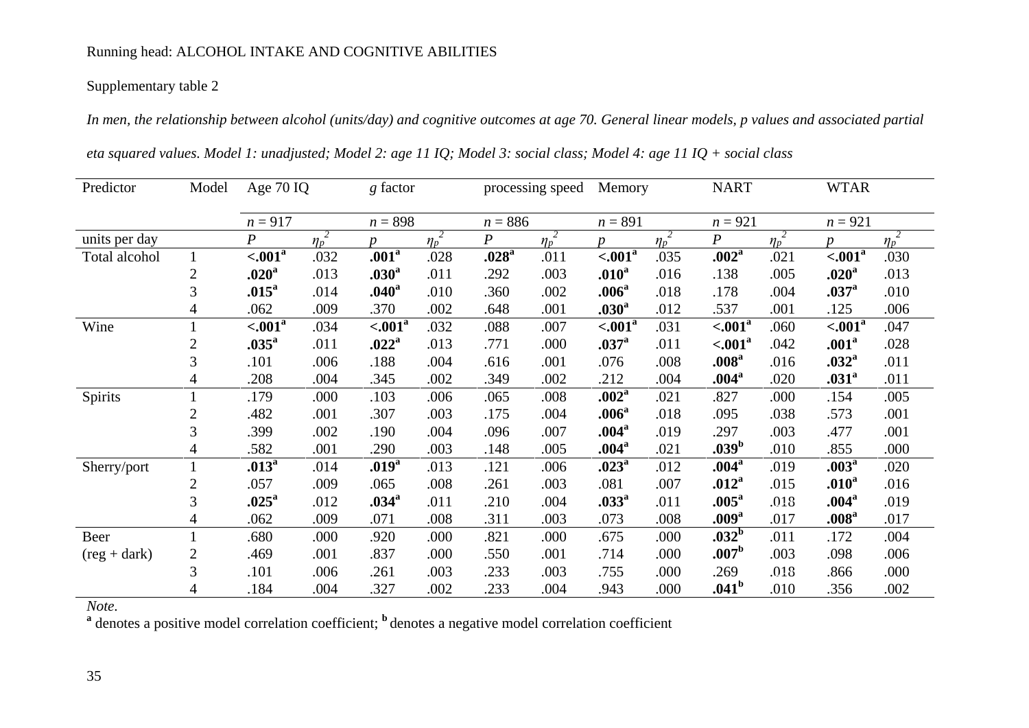Supplementary table 2

*In men, the relationship between alcohol (units/day) and cognitive outcomes at age 70. General linear models, p values and associated partial eta squared values. Model 1: unadjusted; Model 2: age 11 IQ; Model 3: social class; Model 4: age 11 IQ + social class*

| Predictor | Model | Age 70 IQ | | *g* factor | | processing speed | | Memory | | NART | | WTAR | |
|---|---|---|---|---|---|---|---|---|---|---|---|---|---|
| | | *n* = 917 | | *n* = 898 | | *n* = 886 | | *n* = 891 | | *n* = 921 | | *n* = 921 | |
| units per day | | *P* | $\eta_p^2$ | *p* | $\eta_p^2$ | *P* | $\eta_p^2$ | *p* | $\eta_p^2$ | *P* | $\eta_p^2$ | *p* | $\eta_p^2$ |
| Total alcohol | 1 | **<.001**[a] | .032 | **.001**[a] | .028 | **.028**[a] | .011 | **<.001**[a] | .035 | **.002**[a] | .021 | **<.001**[a] | .030 |
| | 2 | **.020**[a] | .013 | **.030**[a] | .011 | .292 | .003 | **.010**[a] | .016 | .138 | .005 | **.020**[a] | .013 |
| | 3 | **.015**[a] | .014 | **.040**[a] | .010 | .360 | .002 | **.006**[a] | .018 | .178 | .004 | **.037**[a] | .010 |
| | 4 | .062 | .009 | .370 | .002 | .648 | .001 | **.030**[a] | .012 | .537 | .001 | .125 | .006 |
| Wine | 1 | **<.001**[a] | .034 | **<.001**[a] | .032 | .088 | .007 | **<.001**[a] | .031 | **<.001**[a] | .060 | **<.001**[a] | .047 |
| | 2 | **.035**[a] | .011 | **.022**[a] | .013 | .771 | .000 | **.037**[a] | .011 | **<.001**[a] | .042 | **.001**[a] | .028 |
| | 3 | .101 | .006 | .188 | .004 | .616 | .001 | .076 | .008 | **.008**[a] | .016 | **.032**[a] | .011 |
| | 4 | .208 | .004 | .345 | .002 | .349 | .002 | .212 | .004 | **.004**[a] | .020 | **.031**[a] | .011 |
| Spirits | 1 | .179 | .000 | .103 | .006 | .065 | .008 | **.002**[a] | .021 | .827 | .000 | .154 | .005 |
| | 2 | .482 | .001 | .307 | .003 | .175 | .004 | **.006**[a] | .018 | .095 | .038 | .573 | .001 |
| | 3 | .399 | .002 | .190 | .004 | .096 | .007 | **.004**[a] | .019 | .297 | .003 | .477 | .001 |
| | 4 | .582 | .001 | .290 | .003 | .148 | .005 | **.004**[a] | .021 | **.039**[b] | .010 | .855 | .000 |
| Sherry/port | 1 | **.013**[a] | .014 | **.019**[a] | .013 | .121 | .006 | **.023**[a] | .012 | **.004**[a] | .019 | **.003**[a] | .020 |
| | 2 | .057 | .009 | .065 | .008 | .261 | .003 | .081 | .007 | **.012**[a] | .015 | **.010**[a] | .016 |
| | 3 | **.025**[a] | .012 | **.034**[a] | .011 | .210 | .004 | **.033**[a] | .011 | **.005**[a] | .018 | **.004**[a] | .019 |
| | 4 | .062 | .009 | .071 | .008 | .311 | .003 | .073 | .008 | **.009**[a] | .017 | **.008**[a] | .017 |
| Beer (reg + dark) | 1 | .680 | .000 | .920 | .000 | .821 | .000 | .675 | .000 | **.032**[b] | .011 | .172 | .004 |
| | 2 | .469 | .001 | .837 | .000 | .550 | .001 | .714 | .000 | **.007**[b] | .003 | .098 | .006 |
| | 3 | .101 | .006 | .261 | .003 | .233 | .003 | .755 | .000 | .269 | .018 | .866 | .000 |
| | 4 | .184 | .004 | .327 | .002 | .233 | .004 | .943 | .000 | **.041**[b] | .010 | .356 | .002 |

*Note.*
[a] denotes a positive model correlation coefficient; [b] denotes a negative model correlation coefficient